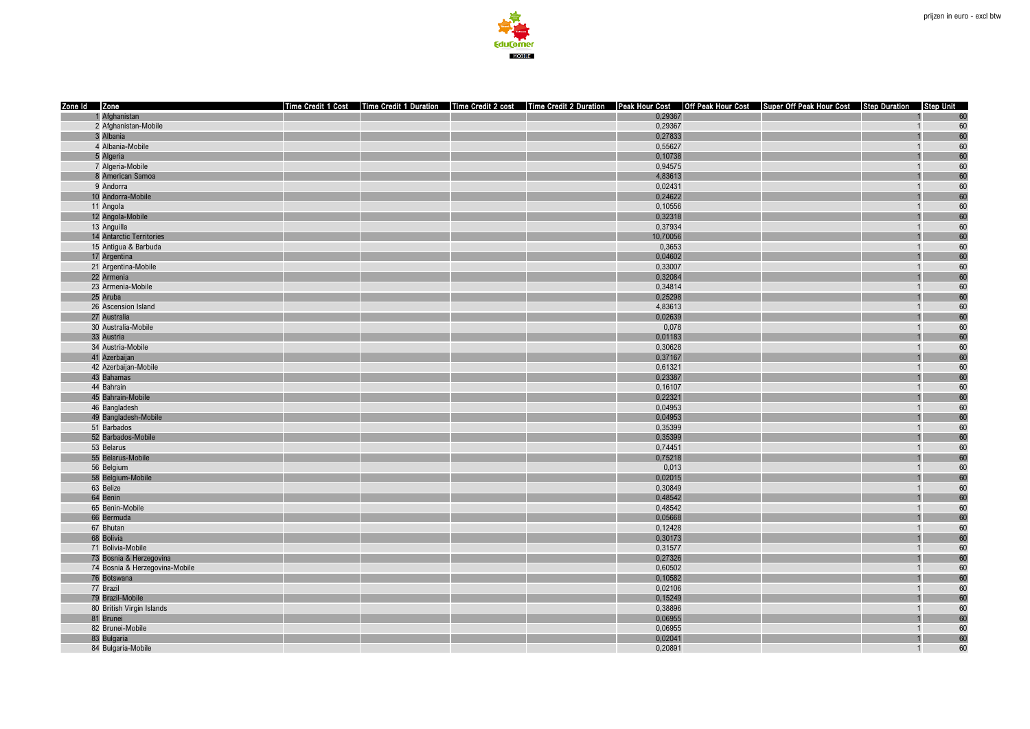prijzen in euro - excl btw

| Zone Id | Zone | Time Credit 1 Cost | Time Credit 1 Duration | Time Credit 2 cost | Time Credit 2 Duration | Peak Hour Cost | Off Peak Hour Cost | Super Off Peak Hour Cost | Step Duration | Step Unit |
|---|---|---|---|---|---|---|---|---|---|---|
| 1 | Afghanistan | | | | | 0,29367 | | | 1 | 60 |
| 2 | Afghanistan-Mobile | | | | | 0,29367 | | | 1 | 60 |
| 3 | Albania | | | | | 0,27833 | | | 1 | 60 |
| 4 | Albania-Mobile | | | | | 0,55627 | | | 1 | 60 |
| 5 | Algeria | | | | | 0,10738 | | | 1 | 60 |
| 7 | Algeria-Mobile | | | | | 0,94575 | | | 1 | 60 |
| 8 | American Samoa | | | | | 4,83613 | | | 1 | 60 |
| 9 | Andorra | | | | | 0,02431 | | | 1 | 60 |
| 10 | Andorra-Mobile | | | | | 0,24622 | | | 1 | 60 |
| 11 | Angola | | | | | 0,10556 | | | 1 | 60 |
| 12 | Angola-Mobile | | | | | 0,32318 | | | 1 | 60 |
| 13 | Anguilla | | | | | 0,37934 | | | 1 | 60 |
| 14 | Antarctic Territories | | | | | 10,70056 | | | 1 | 60 |
| 15 | Antigua & Barbuda | | | | | 0,3653 | | | 1 | 60 |
| 17 | Argentina | | | | | 0,04602 | | | 1 | 60 |
| 21 | Argentina-Mobile | | | | | 0,33007 | | | 1 | 60 |
| 22 | Armenia | | | | | 0,32084 | | | 1 | 60 |
| 23 | Armenia-Mobile | | | | | 0,34814 | | | 1 | 60 |
| 25 | Aruba | | | | | 0,25298 | | | 1 | 60 |
| 26 | Ascension Island | | | | | 4,83613 | | | 1 | 60 |
| 27 | Australia | | | | | 0,02639 | | | 1 | 60 |
| 30 | Australia-Mobile | | | | | 0,078 | | | 1 | 60 |
| 33 | Austria | | | | | 0,01183 | | | 1 | 60 |
| 34 | Austria-Mobile | | | | | 0,30628 | | | 1 | 60 |
| 41 | Azerbaijan | | | | | 0,37167 | | | 1 | 60 |
| 42 | Azerbaijan-Mobile | | | | | 0,61321 | | | 1 | 60 |
| 43 | Bahamas | | | | | 0,23387 | | | 1 | 60 |
| 44 | Bahrain | | | | | 0,16107 | | | 1 | 60 |
| 45 | Bahrain-Mobile | | | | | 0,22321 | | | 1 | 60 |
| 46 | Bangladesh | | | | | 0,04953 | | | 1 | 60 |
| 49 | Bangladesh-Mobile | | | | | 0,04953 | | | 1 | 60 |
| 51 | Barbados | | | | | 0,35399 | | | 1 | 60 |
| 52 | Barbados-Mobile | | | | | 0,35399 | | | 1 | 60 |
| 53 | Belarus | | | | | 0,74451 | | | 1 | 60 |
| 55 | Belarus-Mobile | | | | | 0,75218 | | | 1 | 60 |
| 56 | Belgium | | | | | 0,013 | | | 1 | 60 |
| 58 | Belgium-Mobile | | | | | 0,02015 | | | 1 | 60 |
| 63 | Belize | | | | | 0,30849 | | | 1 | 60 |
| 64 | Benin | | | | | 0,48542 | | | 1 | 60 |
| 65 | Benin-Mobile | | | | | 0,48542 | | | 1 | 60 |
| 66 | Bermuda | | | | | 0,05668 | | | 1 | 60 |
| 67 | Bhutan | | | | | 0,12428 | | | 1 | 60 |
| 68 | Bolivia | | | | | 0,30173 | | | 1 | 60 |
| 71 | Bolivia-Mobile | | | | | 0,31577 | | | 1 | 60 |
| 73 | Bosnia & Herzegovina | | | | | 0,27326 | | | 1 | 60 |
| 74 | Bosnia & Herzegovina-Mobile | | | | | 0,60502 | | | 1 | 60 |
| 76 | Botswana | | | | | 0,10582 | | | 1 | 60 |
| 77 | Brazil | | | | | 0,02106 | | | 1 | 60 |
| 79 | Brazil-Mobile | | | | | 0,15249 | | | 1 | 60 |
| 80 | British Virgin Islands | | | | | 0,38896 | | | 1 | 60 |
| 81 | Brunei | | | | | 0,06955 | | | 1 | 60 |
| 82 | Brunei-Mobile | | | | | 0,06955 | | | 1 | 60 |
| 83 | Bulgaria | | | | | 0,02041 | | | 1 | 60 |
| 84 | Bulgaria-Mobile | | | | | 0,20891 | | | 1 | 60 |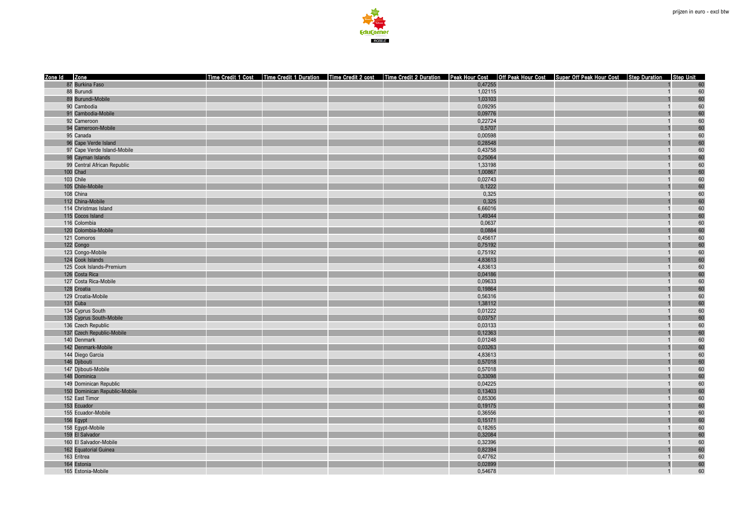prijzen in euro - excl btw

| Zone Id | Zone | Time Credit 1 Cost | Time Credit 1 Duration | Time Credit 2 cost | Time Credit 2 Duration | Peak Hour Cost | Off Peak Hour Cost | Super Off Peak Hour Cost | Step Duration | Step Unit |
|---|---|---|---|---|---|---|---|---|---|---|
| 87 | Burkina Faso | | | | | 0,47255 | | | 1 | 60 |
| 88 | Burundi | | | | | 1,02115 | | | 1 | 60 |
| 89 | Burundi-Mobile | | | | | 1,03103 | | | 1 | 60 |
| 90 | Cambodia | | | | | 0,09295 | | | 1 | 60 |
| 91 | Cambodia-Mobile | | | | | 0,09776 | | | 1 | 60 |
| 92 | Cameroon | | | | | 0,22724 | | | 1 | 60 |
| 94 | Cameroon-Mobile | | | | | 0,5707 | | | 1 | 60 |
| 95 | Canada | | | | | 0,00598 | | | 1 | 60 |
| 96 | Cape Verde Island | | | | | 0,28548 | | | 1 | 60 |
| 97 | Cape Verde Island-Mobile | | | | | 0,43758 | | | 1 | 60 |
| 98 | Cayman Islands | | | | | 0,25064 | | | 1 | 60 |
| 99 | Central African Republic | | | | | 1,33198 | | | 1 | 60 |
| 100 | Chad | | | | | 1,00867 | | | 1 | 60 |
| 103 | Chile | | | | | 0,02743 | | | 1 | 60 |
| 105 | Chile-Mobile | | | | | 0,1222 | | | 1 | 60 |
| 108 | China | | | | | 0,325 | | | 1 | 60 |
| 112 | China-Mobile | | | | | 0,325 | | | 1 | 60 |
| 114 | Christmas Island | | | | | 6,66016 | | | 1 | 60 |
| 115 | Cocos Island | | | | | 1,49344 | | | 1 | 60 |
| 116 | Colombia | | | | | 0,0637 | | | 1 | 60 |
| 120 | Colombia-Mobile | | | | | 0,0884 | | | 1 | 60 |
| 121 | Comoros | | | | | 0,45617 | | | 1 | 60 |
| 122 | Congo | | | | | 0,75192 | | | 1 | 60 |
| 123 | Congo-Mobile | | | | | 0,75192 | | | 1 | 60 |
| 124 | Cook Islands | | | | | 4,83613 | | | 1 | 60 |
| 125 | Cook Islands-Premium | | | | | 4,83613 | | | 1 | 60 |
| 126 | Costa Rica | | | | | 0,04186 | | | 1 | 60 |
| 127 | Costa Rica-Mobile | | | | | 0,09633 | | | 1 | 60 |
| 128 | Croatia | | | | | 0,19864 | | | 1 | 60 |
| 129 | Croatia-Mobile | | | | | 0,56316 | | | 1 | 60 |
| 131 | Cuba | | | | | 1,38112 | | | 1 | 60 |
| 134 | Cyprus South | | | | | 0,01222 | | | 1 | 60 |
| 135 | Cyprus South-Mobile | | | | | 0,03757 | | | 1 | 60 |
| 136 | Czech Republic | | | | | 0,03133 | | | 1 | 60 |
| 137 | Czech Republic-Mobile | | | | | 0,12363 | | | 1 | 60 |
| 140 | Denmark | | | | | 0,01248 | | | 1 | 60 |
| 142 | Denmark-Mobile | | | | | 0,03263 | | | 1 | 60 |
| 144 | Diego Garcia | | | | | 4,83613 | | | 1 | 60 |
| 146 | Djibouti | | | | | 0,57018 | | | 1 | 60 |
| 147 | Djibouti-Mobile | | | | | 0,57018 | | | 1 | 60 |
| 148 | Dominica | | | | | 0,33098 | | | 1 | 60 |
| 149 | Dominican Republic | | | | | 0,04225 | | | 1 | 60 |
| 150 | Dominican Republic-Mobile | | | | | 0,13403 | | | 1 | 60 |
| 152 | East Timor | | | | | 0,85306 | | | 1 | 60 |
| 153 | Ecuador | | | | | 0,19175 | | | 1 | 60 |
| 155 | Ecuador-Mobile | | | | | 0,36556 | | | 1 | 60 |
| 156 | Egypt | | | | | 0,15171 | | | 1 | 60 |
| 158 | Egypt-Mobile | | | | | 0,18265 | | | 1 | 60 |
| 159 | El Salvador | | | | | 0,32084 | | | 1 | 60 |
| 160 | El Salvador-Mobile | | | | | 0,32396 | | | 1 | 60 |
| 162 | Equatorial Guinea | | | | | 0,82394 | | | 1 | 60 |
| 163 | Eritrea | | | | | 0,47762 | | | 1 | 60 |
| 164 | Estonia | | | | | 0,02899 | | | 1 | 60 |
| 165 | Estonia-Mobile | | | | | 0,54678 | | | 1 | 60 |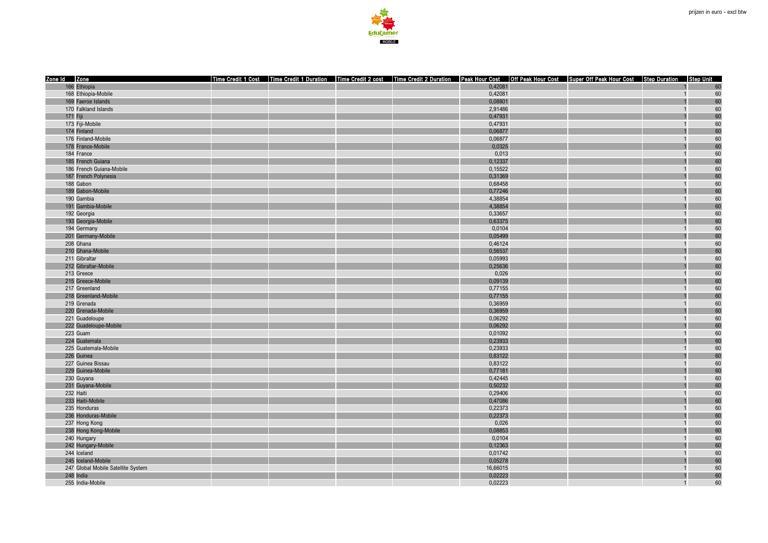| Zone Id | Zone | Time Credit 1 Cost | Time Credit 1 Duration | Time Credit 2 cost | Time Credit 2 Duration | Peak Hour Cost | Off Peak Hour Cost | Super Off Peak Hour Cost | Step Duration | Step Unit |
|---|---|---|---|---|---|---|---|---|---|---|
| 166 | Ethiopia | | | | | 0,42081 | | | 1 | 60 |
| 168 | Ethiopia-Mobile | | | | | 0,42081 | | | 1 | 60 |
| 169 | Faeroe Islands | | | | | 0,08801 | | | 1 | 60 |
| 170 | Falkland Islands | | | | | 2,91486 | | | 1 | 60 |
| 171 | Fiji | | | | | 0,47931 | | | 1 | 60 |
| 173 | Fiji-Mobile | | | | | 0,47931 | | | 1 | 60 |
| 174 | Finland | | | | | 0,06877 | | | 1 | 60 |
| 176 | Finland-Mobile | | | | | 0,06877 | | | 1 | 60 |
| 178 | France-Mobile | | | | | 0,0325 | | | 1 | 60 |
| 184 | France | | | | | 0,013 | | | 1 | 60 |
| 185 | French Guiana | | | | | 0,12337 | | | 1 | 60 |
| 186 | French Guiana-Mobile | | | | | 0,15522 | | | 1 | 60 |
| 187 | French Polynesia | | | | | 0,31369 | | | 1 | 60 |
| 188 | Gabon | | | | | 0,68458 | | | 1 | 60 |
| 189 | Gabon-Mobile | | | | | 0,77246 | | | 1 | 60 |
| 190 | Gambia | | | | | 4,38854 | | | 1 | 60 |
| 191 | Gambia-Mobile | | | | | 4,38854 | | | 1 | 60 |
| 192 | Georgia | | | | | 0,33657 | | | 1 | 60 |
| 193 | Georgia-Mobile | | | | | 0,63375 | | | 1 | 60 |
| 194 | Germany | | | | | 0,0104 | | | 1 | 60 |
| 201 | Germany-Mobile | | | | | 0,05499 | | | 1 | 60 |
| 208 | Ghana | | | | | 0,46124 | | | 1 | 60 |
| 210 | Ghana-Mobile | | | | | 0,56537 | | | 1 | 60 |
| 211 | Gibraltar | | | | | 0,05993 | | | 1 | 60 |
| 212 | Gibraltar-Mobile | | | | | 0,25636 | | | 1 | 60 |
| 213 | Greece | | | | | 0,026 | | | 1 | 60 |
| 215 | Greece-Mobile | | | | | 0,09139 | | | 1 | 60 |
| 217 | Greenland | | | | | 0,77155 | | | 1 | 60 |
| 218 | Greenland-Mobile | | | | | 0,77155 | | | 1 | 60 |
| 219 | Grenada | | | | | 0,36959 | | | 1 | 60 |
| 220 | Grenada-Mobile | | | | | 0,36959 | | | 1 | 60 |
| 221 | Guadeloupe | | | | | 0,06292 | | | 1 | 60 |
| 222 | Guadeloupe-Mobile | | | | | 0,06292 | | | 1 | 60 |
| 223 | Guam | | | | | 0,01092 | | | 1 | 60 |
| 224 | Guatemala | | | | | 0,23933 | | | 1 | 60 |
| 225 | Guatemala-Mobile | | | | | 0,23933 | | | 1 | 60 |
| 226 | Guinea | | | | | 0,83122 | | | 1 | 60 |
| 227 | Guinea Bissau | | | | | 0,83122 | | | 1 | 60 |
| 229 | Guinea-Mobile | | | | | 0,77181 | | | 1 | 60 |
| 230 | Guyana | | | | | 0,42445 | | | 1 | 60 |
| 231 | Guyana-Mobile | | | | | 0,50232 | | | 1 | 60 |
| 232 | Haiti | | | | | 0,29406 | | | 1 | 60 |
| 233 | Haiti-Mobile | | | | | 0,47086 | | | 1 | 60 |
| 235 | Honduras | | | | | 0,22373 | | | 1 | 60 |
| 236 | Honduras-Mobile | | | | | 0,22373 | | | 1 | 60 |
| 237 | Hong Kong | | | | | 0,026 | | | 1 | 60 |
| 238 | Hong Kong-Mobile | | | | | 0,08853 | | | 1 | 60 |
| 240 | Hungary | | | | | 0,0104 | | | 1 | 60 |
| 242 | Hungary-Mobile | | | | | 0,12363 | | | 1 | 60 |
| 244 | Iceland | | | | | 0,01742 | | | 1 | 60 |
| 245 | Iceland-Mobile | | | | | 0,05278 | | | 1 | 60 |
| 247 | Global Mobile Satellite System | | | | | 16,66015 | | | 1 | 60 |
| 248 | India | | | | | 0,02223 | | | 1 | 60 |
| 255 | India-Mobile | | | | | 0,02223 | | | 1 | 60 |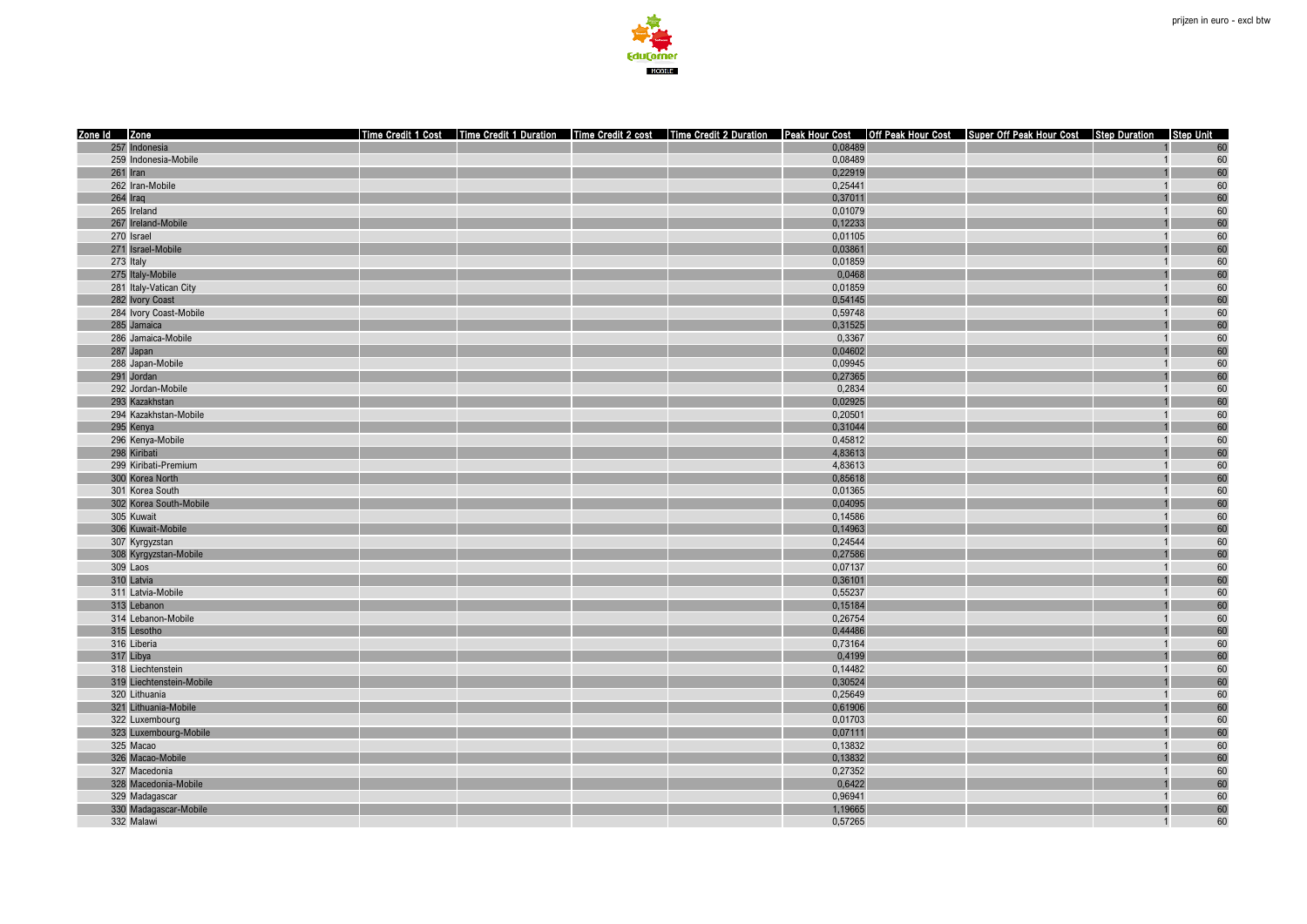prijzen in euro - excl btw

| Zone Id | Zone | Time Credit 1 Cost | Time Credit 1 Duration | Time Credit 2 cost | Time Credit 2 Duration | Peak Hour Cost | Off Peak Hour Cost | Super Off Peak Hour Cost | Step Duration | Step Unit |
|---|---|---|---|---|---|---|---|---|---|---|
| 257 | Indonesia | | | | | 0,08489 | | | 1 | 60 |
| 259 | Indonesia-Mobile | | | | | 0,08489 | | | 1 | 60 |
| 261 | Iran | | | | | 0,22919 | | | 1 | 60 |
| 262 | Iran-Mobile | | | | | 0,25441 | | | 1 | 60 |
| 264 | Iraq | | | | | 0,37011 | | | 1 | 60 |
| 265 | Ireland | | | | | 0,01079 | | | 1 | 60 |
| 267 | Ireland-Mobile | | | | | 0,12233 | | | 1 | 60 |
| 270 | Israel | | | | | 0,01105 | | | 1 | 60 |
| 271 | Israel-Mobile | | | | | 0,03861 | | | 1 | 60 |
| 273 | Italy | | | | | 0,01859 | | | 1 | 60 |
| 275 | Italy-Mobile | | | | | 0,0468 | | | 1 | 60 |
| 281 | Italy-Vatican City | | | | | 0,01859 | | | 1 | 60 |
| 282 | Ivory Coast | | | | | 0,54145 | | | 1 | 60 |
| 284 | Ivory Coast-Mobile | | | | | 0,59748 | | | 1 | 60 |
| 285 | Jamaica | | | | | 0,31525 | | | 1 | 60 |
| 286 | Jamaica-Mobile | | | | | 0,3367 | | | 1 | 60 |
| 287 | Japan | | | | | 0,04602 | | | 1 | 60 |
| 288 | Japan-Mobile | | | | | 0,09945 | | | 1 | 60 |
| 291 | Jordan | | | | | 0,27365 | | | 1 | 60 |
| 292 | Jordan-Mobile | | | | | 0,2834 | | | 1 | 60 |
| 293 | Kazakhstan | | | | | 0,02925 | | | 1 | 60 |
| 294 | Kazakhstan-Mobile | | | | | 0,20501 | | | 1 | 60 |
| 295 | Kenya | | | | | 0,31044 | | | 1 | 60 |
| 296 | Kenya-Mobile | | | | | 0,45812 | | | 1 | 60 |
| 298 | Kiribati | | | | | 4,83613 | | | 1 | 60 |
| 299 | Kiribati-Premium | | | | | 4,83613 | | | 1 | 60 |
| 300 | Korea North | | | | | 0,85618 | | | 1 | 60 |
| 301 | Korea South | | | | | 0,01365 | | | 1 | 60 |
| 302 | Korea South-Mobile | | | | | 0,04095 | | | 1 | 60 |
| 305 | Kuwait | | | | | 0,14586 | | | 1 | 60 |
| 306 | Kuwait-Mobile | | | | | 0,14963 | | | 1 | 60 |
| 307 | Kyrgyzstan | | | | | 0,24544 | | | 1 | 60 |
| 308 | Kyrgyzstan-Mobile | | | | | 0,27586 | | | 1 | 60 |
| 309 | Laos | | | | | 0,07137 | | | 1 | 60 |
| 310 | Latvia | | | | | 0,36101 | | | 1 | 60 |
| 311 | Latvia-Mobile | | | | | 0,55237 | | | 1 | 60 |
| 313 | Lebanon | | | | | 0,15184 | | | 1 | 60 |
| 314 | Lebanon-Mobile | | | | | 0,26754 | | | 1 | 60 |
| 315 | Lesotho | | | | | 0,44486 | | | 1 | 60 |
| 316 | Liberia | | | | | 0,73164 | | | 1 | 60 |
| 317 | Libya | | | | | 0,4199 | | | 1 | 60 |
| 318 | Liechtenstein | | | | | 0,14482 | | | 1 | 60 |
| 319 | Liechtenstein-Mobile | | | | | 0,30524 | | | 1 | 60 |
| 320 | Lithuania | | | | | 0,25649 | | | 1 | 60 |
| 321 | Lithuania-Mobile | | | | | 0,61906 | | | 1 | 60 |
| 322 | Luxembourg | | | | | 0,01703 | | | 1 | 60 |
| 323 | Luxembourg-Mobile | | | | | 0,07111 | | | 1 | 60 |
| 325 | Macao | | | | | 0,13832 | | | 1 | 60 |
| 326 | Macao-Mobile | | | | | 0,13832 | | | 1 | 60 |
| 327 | Macedonia | | | | | 0,27352 | | | 1 | 60 |
| 328 | Macedonia-Mobile | | | | | 0,6422 | | | 1 | 60 |
| 329 | Madagascar | | | | | 0,96941 | | | 1 | 60 |
| 330 | Madagascar-Mobile | | | | | 1,19665 | | | 1 | 60 |
| 332 | Malawi | | | | | 0,57265 | | | 1 | 60 |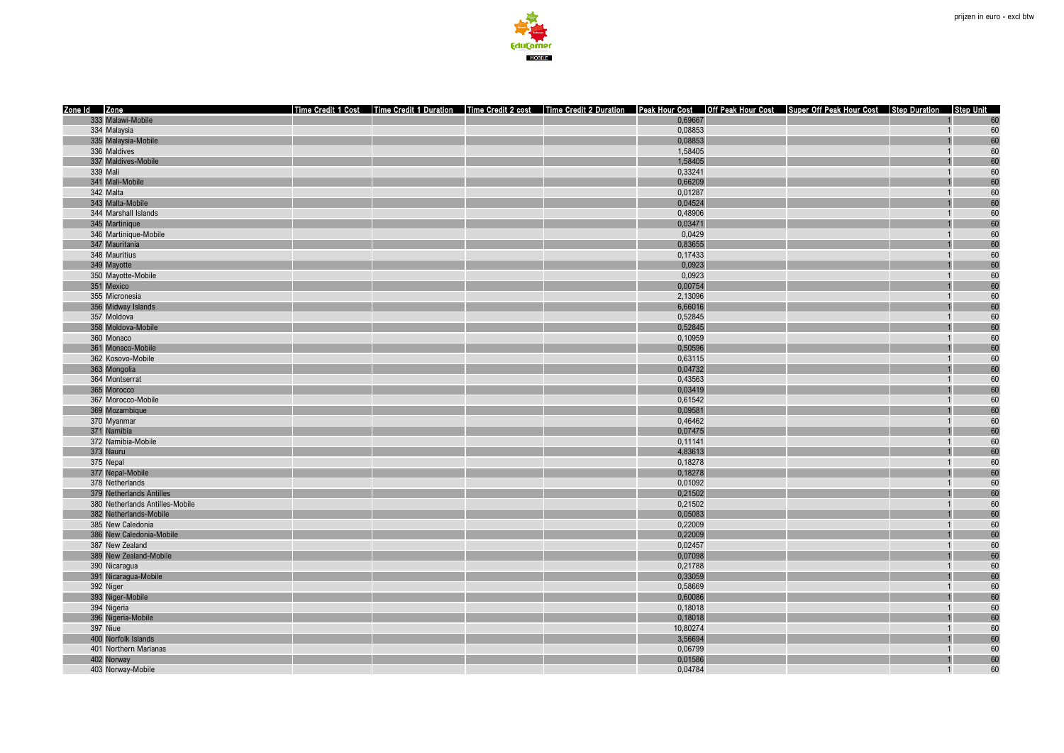prijzen in euro - excl btw

| Zone Id | Zone | Time Credit 1 Cost | Time Credit 1 Duration | Time Credit 2 cost | Time Credit 2 Duration | Peak Hour Cost | Off Peak Hour Cost | Super Off Peak Hour Cost | Step Duration | Step Unit |
|---|---|---|---|---|---|---|---|---|---|---|
| 333 | Malawi-Mobile | | | | | 0,69667 | | | 1 | 60 |
| 334 | Malaysia | | | | | 0,08853 | | | 1 | 60 |
| 335 | Malaysia-Mobile | | | | | 0,08853 | | | 1 | 60 |
| 336 | Maldives | | | | | 1,58405 | | | 1 | 60 |
| 337 | Maldives-Mobile | | | | | 1,58405 | | | 1 | 60 |
| 339 | Mali | | | | | 0,33241 | | | 1 | 60 |
| 341 | Mali-Mobile | | | | | 0,66209 | | | 1 | 60 |
| 342 | Malta | | | | | 0,01287 | | | 1 | 60 |
| 343 | Malta-Mobile | | | | | 0,04524 | | | 1 | 60 |
| 344 | Marshall Islands | | | | | 0,48906 | | | 1 | 60 |
| 345 | Martinique | | | | | 0,03471 | | | 1 | 60 |
| 346 | Martinique-Mobile | | | | | 0,0429 | | | 1 | 60 |
| 347 | Mauritania | | | | | 0,83655 | | | 1 | 60 |
| 348 | Mauritius | | | | | 0,17433 | | | 1 | 60 |
| 349 | Mayotte | | | | | 0,0923 | | | 1 | 60 |
| 350 | Mayotte-Mobile | | | | | 0,0923 | | | 1 | 60 |
| 351 | Mexico | | | | | 0,00754 | | | 1 | 60 |
| 355 | Micronesia | | | | | 2,13096 | | | 1 | 60 |
| 356 | Midway Islands | | | | | 6,66016 | | | 1 | 60 |
| 357 | Moldova | | | | | 0,52845 | | | 1 | 60 |
| 358 | Moldova-Mobile | | | | | 0,52845 | | | 1 | 60 |
| 360 | Monaco | | | | | 0,10959 | | | 1 | 60 |
| 361 | Monaco-Mobile | | | | | 0,50596 | | | 1 | 60 |
| 362 | Kosovo-Mobile | | | | | 0,63115 | | | 1 | 60 |
| 363 | Mongolia | | | | | 0,04732 | | | 1 | 60 |
| 364 | Montserrat | | | | | 0,43563 | | | 1 | 60 |
| 365 | Morocco | | | | | 0,03419 | | | 1 | 60 |
| 367 | Morocco-Mobile | | | | | 0,61542 | | | 1 | 60 |
| 369 | Mozambique | | | | | 0,09581 | | | 1 | 60 |
| 370 | Myanmar | | | | | 0,46462 | | | 1 | 60 |
| 371 | Namibia | | | | | 0,07475 | | | 1 | 60 |
| 372 | Namibia-Mobile | | | | | 0,11141 | | | 1 | 60 |
| 373 | Nauru | | | | | 4,83613 | | | 1 | 60 |
| 375 | Nepal | | | | | 0,18278 | | | 1 | 60 |
| 377 | Nepal-Mobile | | | | | 0,18278 | | | 1 | 60 |
| 378 | Netherlands | | | | | 0,01092 | | | 1 | 60 |
| 379 | Netherlands Antilles | | | | | 0,21502 | | | 1 | 60 |
| 380 | Netherlands Antilles-Mobile | | | | | 0,21502 | | | 1 | 60 |
| 382 | Netherlands-Mobile | | | | | 0,05083 | | | 1 | 60 |
| 385 | New Caledonia | | | | | 0,22009 | | | 1 | 60 |
| 386 | New Caledonia-Mobile | | | | | 0,22009 | | | 1 | 60 |
| 387 | New Zealand | | | | | 0,02457 | | | 1 | 60 |
| 389 | New Zealand-Mobile | | | | | 0,07098 | | | 1 | 60 |
| 390 | Nicaragua | | | | | 0,21788 | | | 1 | 60 |
| 391 | Nicaragua-Mobile | | | | | 0,33059 | | | 1 | 60 |
| 392 | Niger | | | | | 0,58669 | | | 1 | 60 |
| 393 | Niger-Mobile | | | | | 0,60086 | | | 1 | 60 |
| 394 | Nigeria | | | | | 0,18018 | | | 1 | 60 |
| 396 | Nigeria-Mobile | | | | | 0,18018 | | | 1 | 60 |
| 397 | Niue | | | | | 10,80274 | | | 1 | 60 |
| 400 | Norfolk Islands | | | | | 3,56694 | | | 1 | 60 |
| 401 | Northern Marianas | | | | | 0,06799 | | | 1 | 60 |
| 402 | Norway | | | | | 0,01586 | | | 1 | 60 |
| 403 | Norway-Mobile | | | | | 0,04784 | | | 1 | 60 |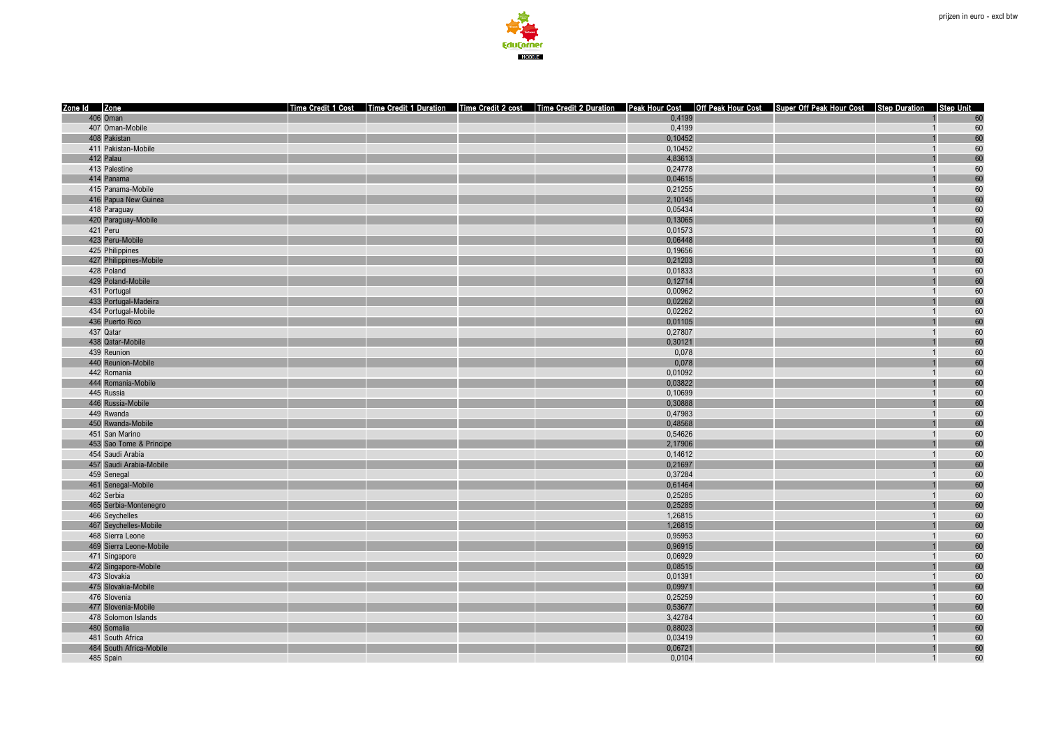prijzen in euro - excl btw

| Zone Id | Zone | Time Credit 1 Cost | Time Credit 1 Duration | Time Credit 2 cost | Time Credit 2 Duration | Peak Hour Cost | Off Peak Hour Cost | Super Off Peak Hour Cost | Step Duration | Step Unit |
|---|---|---|---|---|---|---|---|---|---|---|
| 406 | Oman | | | | | 0,4199 | | | 1 | 60 |
| 407 | Oman-Mobile | | | | | 0,4199 | | | 1 | 60 |
| 408 | Pakistan | | | | | 0,10452 | | | 1 | 60 |
| 411 | Pakistan-Mobile | | | | | 0,10452 | | | 1 | 60 |
| 412 | Palau | | | | | 4,83613 | | | 1 | 60 |
| 413 | Palestine | | | | | 0,24778 | | | 1 | 60 |
| 414 | Panama | | | | | 0,04615 | | | 1 | 60 |
| 415 | Panama-Mobile | | | | | 0,21255 | | | 1 | 60 |
| 416 | Papua New Guinea | | | | | 2,10145 | | | 1 | 60 |
| 418 | Paraguay | | | | | 0,05434 | | | 1 | 60 |
| 420 | Paraguay-Mobile | | | | | 0,13065 | | | 1 | 60 |
| 421 | Peru | | | | | 0,01573 | | | 1 | 60 |
| 423 | Peru-Mobile | | | | | 0,06448 | | | 1 | 60 |
| 425 | Philippines | | | | | 0,19656 | | | 1 | 60 |
| 427 | Philippines-Mobile | | | | | 0,21203 | | | 1 | 60 |
| 428 | Poland | | | | | 0,01833 | | | 1 | 60 |
| 429 | Poland-Mobile | | | | | 0,12714 | | | 1 | 60 |
| 431 | Portugal | | | | | 0,00962 | | | 1 | 60 |
| 433 | Portugal-Madeira | | | | | 0,02262 | | | 1 | 60 |
| 434 | Portugal-Mobile | | | | | 0,02262 | | | 1 | 60 |
| 436 | Puerto Rico | | | | | 0,01105 | | | 1 | 60 |
| 437 | Qatar | | | | | 0,27807 | | | 1 | 60 |
| 438 | Qatar-Mobile | | | | | 0,30121 | | | 1 | 60 |
| 439 | Reunion | | | | | 0,078 | | | 1 | 60 |
| 440 | Reunion-Mobile | | | | | 0,078 | | | 1 | 60 |
| 442 | Romania | | | | | 0,01092 | | | 1 | 60 |
| 444 | Romania-Mobile | | | | | 0,03822 | | | 1 | 60 |
| 445 | Russia | | | | | 0,10699 | | | 1 | 60 |
| 446 | Russia-Mobile | | | | | 0,30888 | | | 1 | 60 |
| 449 | Rwanda | | | | | 0,47983 | | | 1 | 60 |
| 450 | Rwanda-Mobile | | | | | 0,48568 | | | 1 | 60 |
| 451 | San Marino | | | | | 0,54626 | | | 1 | 60 |
| 453 | Sao Tome & Principe | | | | | 2,17906 | | | 1 | 60 |
| 454 | Saudi Arabia | | | | | 0,14612 | | | 1 | 60 |
| 457 | Saudi Arabia-Mobile | | | | | 0,21697 | | | 1 | 60 |
| 459 | Senegal | | | | | 0,37284 | | | 1 | 60 |
| 461 | Senegal-Mobile | | | | | 0,61464 | | | 1 | 60 |
| 462 | Serbia | | | | | 0,25285 | | | 1 | 60 |
| 465 | Serbia-Montenegro | | | | | 0,25285 | | | 1 | 60 |
| 466 | Seychelles | | | | | 1,26815 | | | 1 | 60 |
| 467 | Seychelles-Mobile | | | | | 1,26815 | | | 1 | 60 |
| 468 | Sierra Leone | | | | | 0,95953 | | | 1 | 60 |
| 469 | Sierra Leone-Mobile | | | | | 0,96915 | | | 1 | 60 |
| 471 | Singapore | | | | | 0,06929 | | | 1 | 60 |
| 472 | Singapore-Mobile | | | | | 0,08515 | | | 1 | 60 |
| 473 | Slovakia | | | | | 0,01391 | | | 1 | 60 |
| 475 | Slovakia-Mobile | | | | | 0,09971 | | | 1 | 60 |
| 476 | Slovenia | | | | | 0,25259 | | | 1 | 60 |
| 477 | Slovenia-Mobile | | | | | 0,53677 | | | 1 | 60 |
| 478 | Solomon Islands | | | | | 3,42784 | | | 1 | 60 |
| 480 | Somalia | | | | | 0,88023 | | | 1 | 60 |
| 481 | South Africa | | | | | 0,03419 | | | 1 | 60 |
| 484 | South Africa-Mobile | | | | | 0,06721 | | | 1 | 60 |
| 485 | Spain | | | | | 0,0104 | | | 1 | 60 |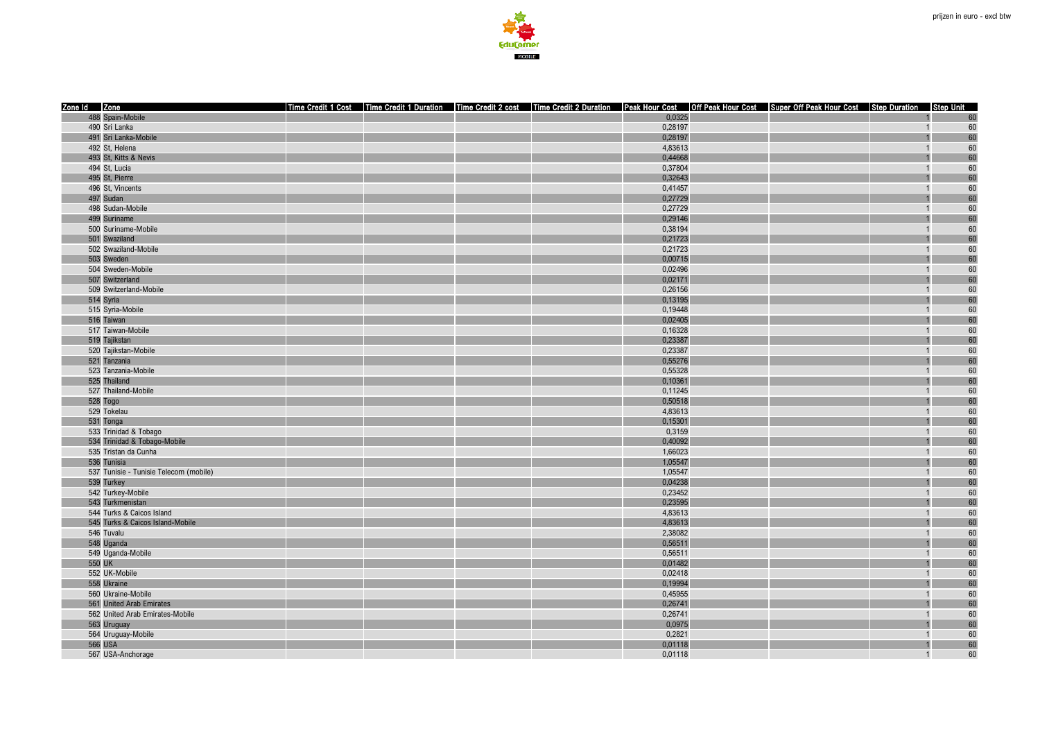prijzen in euro - excl btw

| Zone Id | Zone | Time Credit 1 Cost | Time Credit 1 Duration | Time Credit 2 cost | Time Credit 2 Duration | Peak Hour Cost | Off Peak Hour Cost | Super Off Peak Hour Cost | Step Duration | Step Unit |
|---|---|---|---|---|---|---|---|---|---|---|
| 488 | Spain-Mobile | | | | | 0,0325 | | | 1 | 60 |
| 490 | Sri Lanka | | | | | 0,28197 | | | 1 | 60 |
| 491 | Sri Lanka-Mobile | | | | | 0,28197 | | | 1 | 60 |
| 492 | St, Helena | | | | | 4,83613 | | | 1 | 60 |
| 493 | St, Kitts & Nevis | | | | | 0,44668 | | | 1 | 60 |
| 494 | St, Lucia | | | | | 0,37804 | | | 1 | 60 |
| 495 | St, Pierre | | | | | 0,32643 | | | 1 | 60 |
| 496 | St, Vincents | | | | | 0,41457 | | | 1 | 60 |
| 497 | Sudan | | | | | 0,27729 | | | 1 | 60 |
| 498 | Sudan-Mobile | | | | | 0,27729 | | | 1 | 60 |
| 499 | Suriname | | | | | 0,29146 | | | 1 | 60 |
| 500 | Suriname-Mobile | | | | | 0,38194 | | | 1 | 60 |
| 501 | Swaziland | | | | | 0,21723 | | | 1 | 60 |
| 502 | Swaziland-Mobile | | | | | 0,21723 | | | 1 | 60 |
| 503 | Sweden | | | | | 0,00715 | | | 1 | 60 |
| 504 | Sweden-Mobile | | | | | 0,02496 | | | 1 | 60 |
| 507 | Switzerland | | | | | 0,02171 | | | 1 | 60 |
| 509 | Switzerland-Mobile | | | | | 0,26156 | | | 1 | 60 |
| 514 | Syria | | | | | 0,13195 | | | 1 | 60 |
| 515 | Syria-Mobile | | | | | 0,19448 | | | 1 | 60 |
| 516 | Taiwan | | | | | 0,02405 | | | 1 | 60 |
| 517 | Taiwan-Mobile | | | | | 0,16328 | | | 1 | 60 |
| 519 | Tajikstan | | | | | 0,23387 | | | 1 | 60 |
| 520 | Tajikstan-Mobile | | | | | 0,23387 | | | 1 | 60 |
| 521 | Tanzania | | | | | 0,55276 | | | 1 | 60 |
| 523 | Tanzania-Mobile | | | | | 0,55328 | | | 1 | 60 |
| 525 | Thailand | | | | | 0,10361 | | | 1 | 60 |
| 527 | Thailand-Mobile | | | | | 0,11245 | | | 1 | 60 |
| 528 | Togo | | | | | 0,50518 | | | 1 | 60 |
| 529 | Tokelau | | | | | 4,83613 | | | 1 | 60 |
| 531 | Tonga | | | | | 0,15301 | | | 1 | 60 |
| 533 | Trinidad & Tobago | | | | | 0,3159 | | | 1 | 60 |
| 534 | Trinidad & Tobago-Mobile | | | | | 0,40092 | | | 1 | 60 |
| 535 | Tristan da Cunha | | | | | 1,66023 | | | 1 | 60 |
| 536 | Tunisia | | | | | 1,05547 | | | 1 | 60 |
| 537 | Tunisie - Tunisie Telecom (mobile) | | | | | 1,05547 | | | 1 | 60 |
| 539 | Turkey | | | | | 0,04238 | | | 1 | 60 |
| 542 | Turkey-Mobile | | | | | 0,23452 | | | 1 | 60 |
| 543 | Turkmenistan | | | | | 0,23595 | | | 1 | 60 |
| 544 | Turks & Caicos Island | | | | | 4,83613 | | | 1 | 60 |
| 545 | Turks & Caicos Island-Mobile | | | | | 4,83613 | | | 1 | 60 |
| 546 | Tuvalu | | | | | 2,38082 | | | 1 | 60 |
| 548 | Uganda | | | | | 0,56511 | | | 1 | 60 |
| 549 | Uganda-Mobile | | | | | 0,56511 | | | 1 | 60 |
| 550 | UK | | | | | 0,01482 | | | 1 | 60 |
| 552 | UK-Mobile | | | | | 0,02418 | | | 1 | 60 |
| 558 | Ukraine | | | | | 0,19994 | | | 1 | 60 |
| 560 | Ukraine-Mobile | | | | | 0,45955 | | | 1 | 60 |
| 561 | United Arab Emirates | | | | | 0,26741 | | | 1 | 60 |
| 562 | United Arab Emirates-Mobile | | | | | 0,26741 | | | 1 | 60 |
| 563 | Uruguay | | | | | 0,0975 | | | 1 | 60 |
| 564 | Uruguay-Mobile | | | | | 0,2821 | | | 1 | 60 |
| 566 | USA | | | | | 0,01118 | | | 1 | 60 |
| 567 | USA-Anchorage | | | | | 0,01118 | | | 1 | 60 |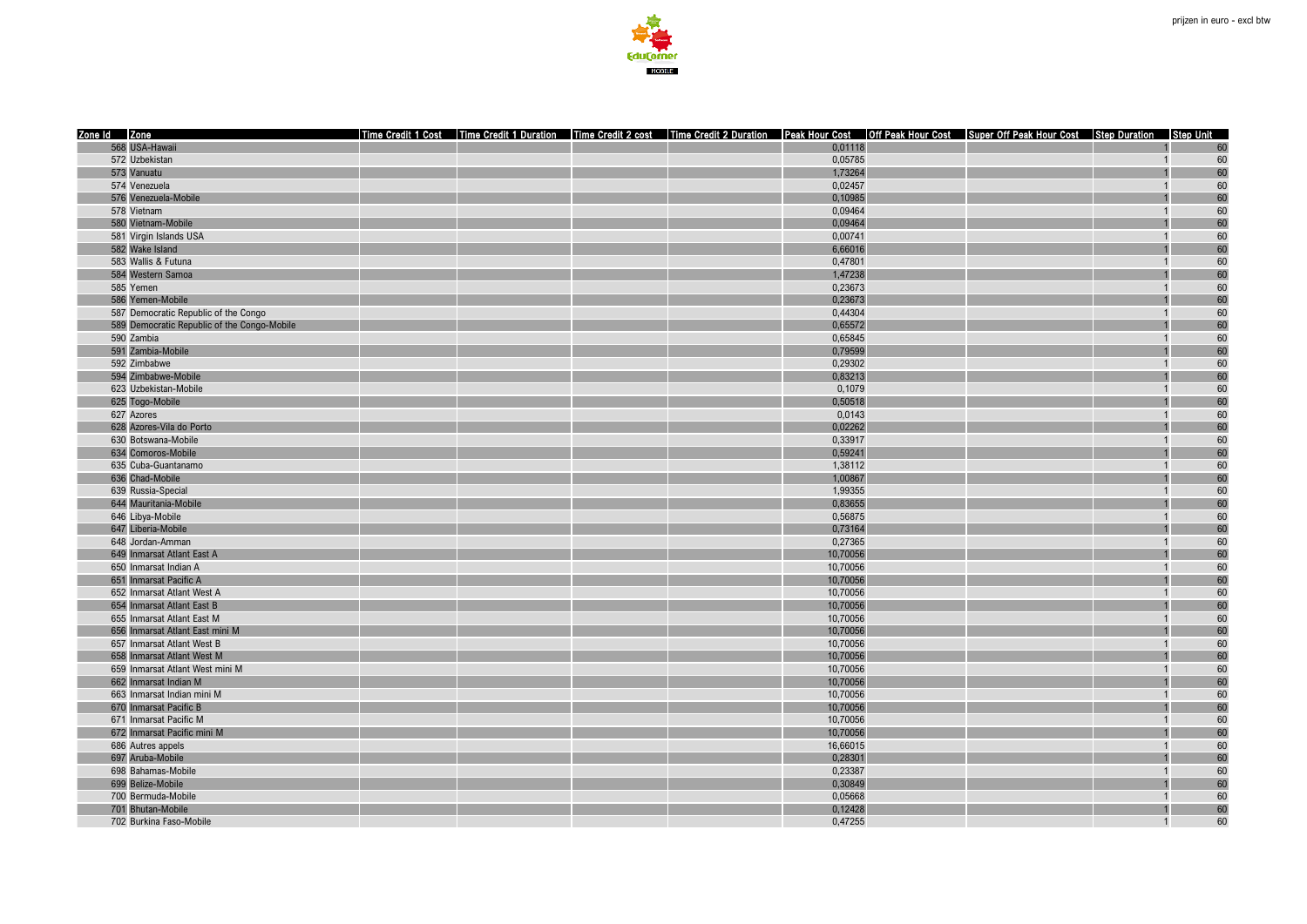| Zone Id | Zone | Time Credit 1 Cost | Time Credit 1 Duration | Time Credit 2 cost | Time Credit 2 Duration | Peak Hour Cost | Off Peak Hour Cost | Super Off Peak Hour Cost | Step Duration | Step Unit |
|---|---|---|---|---|---|---|---|---|---|---|
| 568 | USA-Hawaii | | | | | 0,01118 | | | 1 | 60 |
| 572 | Uzbekistan | | | | | 0,05785 | | | 1 | 60 |
| 573 | Vanuatu | | | | | 1,73264 | | | 1 | 60 |
| 574 | Venezuela | | | | | 0,02457 | | | 1 | 60 |
| 576 | Venezuela-Mobile | | | | | 0,10985 | | | 1 | 60 |
| 578 | Vietnam | | | | | 0,09464 | | | 1 | 60 |
| 580 | Vietnam-Mobile | | | | | 0,09464 | | | 1 | 60 |
| 581 | Virgin Islands USA | | | | | 0,00741 | | | 1 | 60 |
| 582 | Wake Island | | | | | 6,66016 | | | 1 | 60 |
| 583 | Wallis & Futuna | | | | | 0,47801 | | | 1 | 60 |
| 584 | Western Samoa | | | | | 1,47238 | | | 1 | 60 |
| 585 | Yemen | | | | | 0,23673 | | | 1 | 60 |
| 586 | Yemen-Mobile | | | | | 0,23673 | | | 1 | 60 |
| 587 | Democratic Republic of the Congo | | | | | 0,44304 | | | 1 | 60 |
| 589 | Democratic Republic of the Congo-Mobile | | | | | 0,65572 | | | 1 | 60 |
| 590 | Zambia | | | | | 0,65845 | | | 1 | 60 |
| 591 | Zambia-Mobile | | | | | 0,79599 | | | 1 | 60 |
| 592 | Zimbabwe | | | | | 0,29302 | | | 1 | 60 |
| 594 | Zimbabwe-Mobile | | | | | 0,83213 | | | 1 | 60 |
| 623 | Uzbekistan-Mobile | | | | | 0,1079 | | | 1 | 60 |
| 625 | Togo-Mobile | | | | | 0,50518 | | | 1 | 60 |
| 627 | Azores | | | | | 0,0143 | | | 1 | 60 |
| 628 | Azores-Vila do Porto | | | | | 0,02262 | | | 1 | 60 |
| 630 | Botswana-Mobile | | | | | 0,33917 | | | 1 | 60 |
| 634 | Comoros-Mobile | | | | | 0,59241 | | | 1 | 60 |
| 635 | Cuba-Guantanamo | | | | | 1,38112 | | | 1 | 60 |
| 636 | Chad-Mobile | | | | | 1,00867 | | | 1 | 60 |
| 639 | Russia-Special | | | | | 1,99355 | | | 1 | 60 |
| 644 | Mauritania-Mobile | | | | | 0,83655 | | | 1 | 60 |
| 646 | Libya-Mobile | | | | | 0,56875 | | | 1 | 60 |
| 647 | Liberia-Mobile | | | | | 0,73164 | | | 1 | 60 |
| 648 | Jordan-Amman | | | | | 0,27365 | | | 1 | 60 |
| 649 | Inmarsat Atlant East A | | | | | 10,70056 | | | 1 | 60 |
| 650 | Inmarsat Indian A | | | | | 10,70056 | | | 1 | 60 |
| 651 | Inmarsat Pacific A | | | | | 10,70056 | | | 1 | 60 |
| 652 | Inmarsat Atlant West A | | | | | 10,70056 | | | 1 | 60 |
| 654 | Inmarsat Atlant East B | | | | | 10,70056 | | | 1 | 60 |
| 655 | Inmarsat Atlant East M | | | | | 10,70056 | | | 1 | 60 |
| 656 | Inmarsat Atlant East mini M | | | | | 10,70056 | | | 1 | 60 |
| 657 | Inmarsat Atlant West B | | | | | 10,70056 | | | 1 | 60 |
| 658 | Inmarsat Atlant West M | | | | | 10,70056 | | | 1 | 60 |
| 659 | Inmarsat Atlant West mini M | | | | | 10,70056 | | | 1 | 60 |
| 662 | Inmarsat Indian M | | | | | 10,70056 | | | 1 | 60 |
| 663 | Inmarsat Indian mini M | | | | | 10,70056 | | | 1 | 60 |
| 670 | Inmarsat Pacific B | | | | | 10,70056 | | | 1 | 60 |
| 671 | Inmarsat Pacific M | | | | | 10,70056 | | | 1 | 60 |
| 672 | Inmarsat Pacific mini M | | | | | 10,70056 | | | 1 | 60 |
| 686 | Autres appels | | | | | 16,66015 | | | 1 | 60 |
| 697 | Aruba-Mobile | | | | | 0,28301 | | | 1 | 60 |
| 698 | Bahamas-Mobile | | | | | 0,23387 | | | 1 | 60 |
| 699 | Belize-Mobile | | | | | 0,30849 | | | 1 | 60 |
| 700 | Bermuda-Mobile | | | | | 0,05668 | | | 1 | 60 |
| 701 | Bhutan-Mobile | | | | | 0,12428 | | | 1 | 60 |
| 702 | Burkina Faso-Mobile | | | | | 0,47255 | | | 1 | 60 |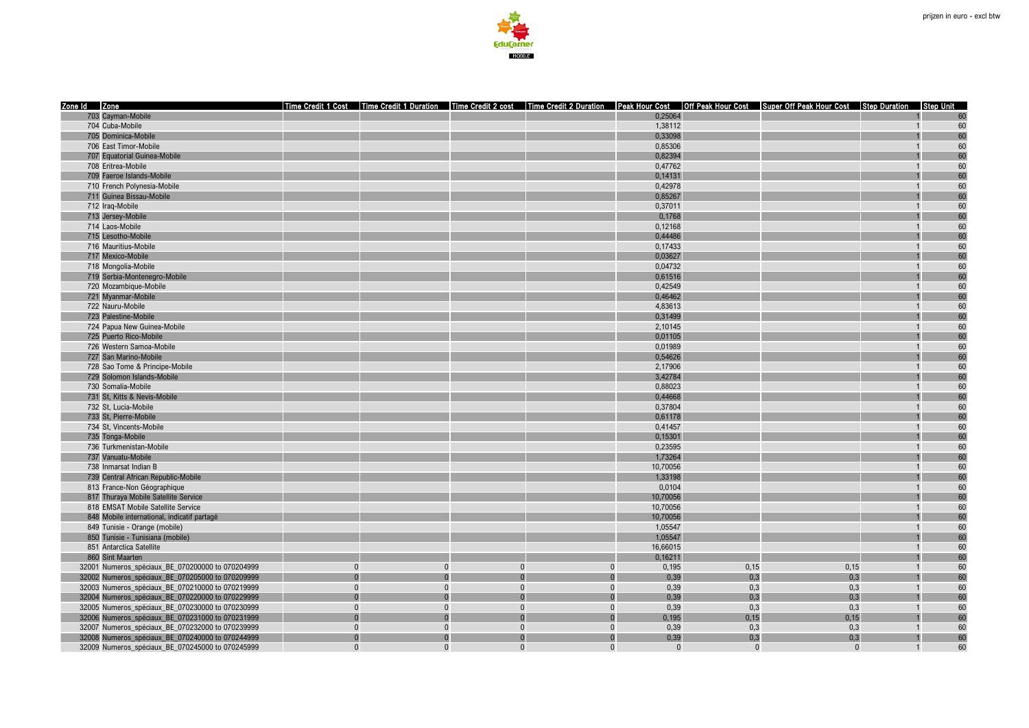prijzen in euro - excl btw

| Zone Id | Zone | Time Credit 1 Cost | Time Credit 1 Duration | Time Credit 2 cost | Time Credit 2 Duration | Peak Hour Cost | Off Peak Hour Cost | Super Off Peak Hour Cost | Step Duration | Step Unit |
|---|---|---|---|---|---|---|---|---|---|---|
| 703 | Cayman-Mobile | | | | | 0,25064 | | | 1 | 60 |
| 704 | Cuba-Mobile | | | | | 1,38112 | | | 1 | 60 |
| 705 | Dominica-Mobile | | | | | 0,33098 | | | 1 | 60 |
| 706 | East Timor-Mobile | | | | | 0,85306 | | | 1 | 60 |
| 707 | Equatorial Guinea-Mobile | | | | | 0,82394 | | | 1 | 60 |
| 708 | Eritrea-Mobile | | | | | 0,47762 | | | 1 | 60 |
| 709 | Faeroe Islands-Mobile | | | | | 0,14131 | | | 1 | 60 |
| 710 | French Polynesia-Mobile | | | | | 0,42978 | | | 1 | 60 |
| 711 | Guinea Bissau-Mobile | | | | | 0,85267 | | | 1 | 60 |
| 712 | Iraq-Mobile | | | | | 0,37011 | | | 1 | 60 |
| 713 | Jersey-Mobile | | | | | 0,1768 | | | 1 | 60 |
| 714 | Laos-Mobile | | | | | 0,12168 | | | 1 | 60 |
| 715 | Lesotho-Mobile | | | | | 0,44486 | | | 1 | 60 |
| 716 | Mauritius-Mobile | | | | | 0,17433 | | | 1 | 60 |
| 717 | Mexico-Mobile | | | | | 0,03627 | | | 1 | 60 |
| 718 | Mongolia-Mobile | | | | | 0,04732 | | | 1 | 60 |
| 719 | Serbia-Montenegro-Mobile | | | | | 0,61516 | | | 1 | 60 |
| 720 | Mozambique-Mobile | | | | | 0,42549 | | | 1 | 60 |
| 721 | Myanmar-Mobile | | | | | 0,46462 | | | 1 | 60 |
| 722 | Nauru-Mobile | | | | | 4,83613 | | | 1 | 60 |
| 723 | Palestine-Mobile | | | | | 0,31499 | | | 1 | 60 |
| 724 | Papua New Guinea-Mobile | | | | | 2,10145 | | | 1 | 60 |
| 725 | Puerto Rico-Mobile | | | | | 0,01105 | | | 1 | 60 |
| 726 | Western Samoa-Mobile | | | | | 0,01989 | | | 1 | 60 |
| 727 | San Marino-Mobile | | | | | 0,54626 | | | 1 | 60 |
| 728 | Sao Tome & Principe-Mobile | | | | | 2,17906 | | | 1 | 60 |
| 729 | Solomon Islands-Mobile | | | | | 3,42784 | | | 1 | 60 |
| 730 | Somalia-Mobile | | | | | 0,88023 | | | 1 | 60 |
| 731 | St, Kitts & Nevis-Mobile | | | | | 0,44668 | | | 1 | 60 |
| 732 | St, Lucia-Mobile | | | | | 0,37804 | | | 1 | 60 |
| 733 | St, Pierre-Mobile | | | | | 0,61178 | | | 1 | 60 |
| 734 | St, Vincents-Mobile | | | | | 0,41457 | | | 1 | 60 |
| 735 | Tonga-Mobile | | | | | 0,15301 | | | 1 | 60 |
| 736 | Turkmenistan-Mobile | | | | | 0,23595 | | | 1 | 60 |
| 737 | Vanuatu-Mobile | | | | | 1,73264 | | | 1 | 60 |
| 738 | Inmarsat Indian B | | | | | 10,70056 | | | 1 | 60 |
| 739 | Central African Republic-Mobile | | | | | 1,33198 | | | 1 | 60 |
| 813 | France-Non Géographique | | | | | 0,0104 | | | 1 | 60 |
| 817 | Thuraya Mobile Satellite Service | | | | | 10,70056 | | | 1 | 60 |
| 818 | EMSAT Mobile Satellite Service | | | | | 10,70056 | | | 1 | 60 |
| 848 | Mobile international, indicatif partagé | | | | | 10,70056 | | | 1 | 60 |
| 849 | Tunisie - Orange (mobile) | | | | | 1,05547 | | | 1 | 60 |
| 850 | Tunisie - Tunisiana (mobile) | | | | | 1,05547 | | | 1 | 60 |
| 851 | Antarctica Satellite | | | | | 16,66015 | | | 1 | 60 |
| 860 | Sint Maarten | | | | | 0,16211 | | | 1 | 60 |
| 32001 | Numeros_spéciaux_BE_070200000 to 070204999 | 0 | 0 | 0 | 0 | 0,195 | 0,15 | 0,15 | 1 | 60 |
| 32002 | Numeros_spéciaux_BE_070205000 to 070209999 | 0 | 0 | 0 | 0 | 0,39 | 0,3 | 0,3 | 1 | 60 |
| 32003 | Numeros_spéciaux_BE_070210000 to 070219999 | 0 | 0 | 0 | 0 | 0,39 | 0,3 | 0,3 | 1 | 60 |
| 32004 | Numeros_spéciaux_BE_070220000 to 070229999 | 0 | 0 | 0 | 0 | 0,39 | 0,3 | 0,3 | 1 | 60 |
| 32005 | Numeros_spéciaux_BE_070230000 to 070230999 | 0 | 0 | 0 | 0 | 0,39 | 0,3 | 0,3 | 1 | 60 |
| 32006 | Numeros_spéciaux_BE_070231000 to 070231999 | 0 | 0 | 0 | 0 | 0,195 | 0,15 | 0,15 | 1 | 60 |
| 32007 | Numeros_spéciaux_BE_070232000 to 070239999 | 0 | 0 | 0 | 0 | 0,39 | 0,3 | 0,3 | 1 | 60 |
| 32008 | Numeros_spéciaux_BE_070240000 to 070244999 | 0 | 0 | 0 | 0 | 0,39 | 0,3 | 0,3 | 1 | 60 |
| 32009 | Numeros_spéciaux_BE_070245000 to 070245999 | 0 | 0 | 0 | 0 | 0 | 0 | 0 | 1 | 60 |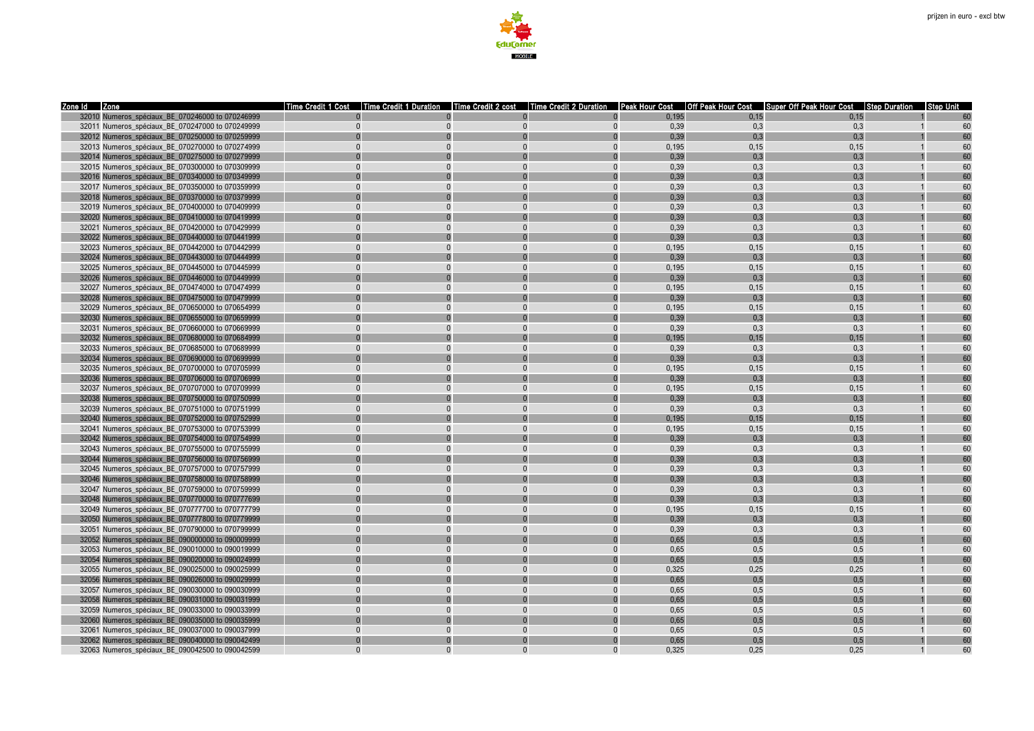prijzen in euro - excl btw

| Zone Id | Zone | Time Credit 1 Cost | Time Credit 1 Duration | Time Credit 2 cost | Time Credit 2 Duration | Peak Hour Cost | Off Peak Hour Cost | Super Off Peak Hour Cost | Step Duration | Step Unit |
|---|---|---|---|---|---|---|---|---|---|---|
| 32010 | Numeros_spéciaux_BE_070246000 to 070246999 | 0 | 0 | 0 | 0 | 0,195 | 0,15 | 0,15 | 1 | 60 |
| 32011 | Numeros_spéciaux_BE_070247000 to 070249999 | 0 | 0 | 0 | 0 | 0,39 | 0,3 | 0,3 | 1 | 60 |
| 32012 | Numeros_spéciaux_BE_070250000 to 070259999 | 0 | 0 | 0 | 0 | 0,39 | 0,3 | 0,3 | 1 | 60 |
| 32013 | Numeros_spéciaux_BE_070270000 to 070274999 | 0 | 0 | 0 | 0 | 0,195 | 0,15 | 0,15 | 1 | 60 |
| 32014 | Numeros_spéciaux_BE_070275000 to 070279999 | 0 | 0 | 0 | 0 | 0,39 | 0,3 | 0,3 | 1 | 60 |
| 32015 | Numeros_spéciaux_BE_070300000 to 070309999 | 0 | 0 | 0 | 0 | 0,39 | 0,3 | 0,3 | 1 | 60 |
| 32016 | Numeros_spéciaux_BE_070340000 to 070349999 | 0 | 0 | 0 | 0 | 0,39 | 0,3 | 0,3 | 1 | 60 |
| 32017 | Numeros_spéciaux_BE_070350000 to 070359999 | 0 | 0 | 0 | 0 | 0,39 | 0,3 | 0,3 | 1 | 60 |
| 32018 | Numeros_spéciaux_BE_070370000 to 070379999 | 0 | 0 | 0 | 0 | 0,39 | 0,3 | 0,3 | 1 | 60 |
| 32019 | Numeros_spéciaux_BE_070400000 to 070409999 | 0 | 0 | 0 | 0 | 0,39 | 0,3 | 0,3 | 1 | 60 |
| 32020 | Numeros_spéciaux_BE_070410000 to 070419999 | 0 | 0 | 0 | 0 | 0,39 | 0,3 | 0,3 | 1 | 60 |
| 32021 | Numeros_spéciaux_BE_070420000 to 070429999 | 0 | 0 | 0 | 0 | 0,39 | 0,3 | 0,3 | 1 | 60 |
| 32022 | Numeros_spéciaux_BE_070440000 to 070441999 | 0 | 0 | 0 | 0 | 0,39 | 0,3 | 0,3 | 1 | 60 |
| 32023 | Numeros_spéciaux_BE_070442000 to 070442999 | 0 | 0 | 0 | 0 | 0,195 | 0,15 | 0,15 | 1 | 60 |
| 32024 | Numeros_spéciaux_BE_070443000 to 070444999 | 0 | 0 | 0 | 0 | 0,39 | 0,3 | 0,3 | 1 | 60 |
| 32025 | Numeros_spéciaux_BE_070445000 to 070445999 | 0 | 0 | 0 | 0 | 0,195 | 0,15 | 0,15 | 1 | 60 |
| 32026 | Numeros_spéciaux_BE_070446000 to 070449999 | 0 | 0 | 0 | 0 | 0,39 | 0,3 | 0,3 | 1 | 60 |
| 32027 | Numeros_spéciaux_BE_070474000 to 070474999 | 0 | 0 | 0 | 0 | 0,195 | 0,15 | 0,15 | 1 | 60 |
| 32028 | Numeros_spéciaux_BE_070475000 to 070479999 | 0 | 0 | 0 | 0 | 0,39 | 0,3 | 0,3 | 1 | 60 |
| 32029 | Numeros_spéciaux_BE_070650000 to 070654999 | 0 | 0 | 0 | 0 | 0,195 | 0,15 | 0,15 | 1 | 60 |
| 32030 | Numeros_spéciaux_BE_070655000 to 070659999 | 0 | 0 | 0 | 0 | 0,39 | 0,3 | 0,3 | 1 | 60 |
| 32031 | Numeros_spéciaux_BE_070660000 to 070669999 | 0 | 0 | 0 | 0 | 0,39 | 0,3 | 0,3 | 1 | 60 |
| 32032 | Numeros_spéciaux_BE_070680000 to 070684999 | 0 | 0 | 0 | 0 | 0,195 | 0,15 | 0,15 | 1 | 60 |
| 32033 | Numeros_spéciaux_BE_070685000 to 070689999 | 0 | 0 | 0 | 0 | 0,39 | 0,3 | 0,3 | 1 | 60 |
| 32034 | Numeros_spéciaux_BE_070690000 to 070699999 | 0 | 0 | 0 | 0 | 0,39 | 0,3 | 0,3 | 1 | 60 |
| 32035 | Numeros_spéciaux_BE_070700000 to 070705999 | 0 | 0 | 0 | 0 | 0,195 | 0,15 | 0,15 | 1 | 60 |
| 32036 | Numeros_spéciaux_BE_070706000 to 070706999 | 0 | 0 | 0 | 0 | 0,39 | 0,3 | 0,3 | 1 | 60 |
| 32037 | Numeros_spéciaux_BE_070707000 to 070709999 | 0 | 0 | 0 | 0 | 0,195 | 0,15 | 0,15 | 1 | 60 |
| 32038 | Numeros_spéciaux_BE_070750000 to 070750999 | 0 | 0 | 0 | 0 | 0,39 | 0,3 | 0,3 | 1 | 60 |
| 32039 | Numeros_spéciaux_BE_070751000 to 070751999 | 0 | 0 | 0 | 0 | 0,39 | 0,3 | 0,3 | 1 | 60 |
| 32040 | Numeros_spéciaux_BE_070752000 to 070752999 | 0 | 0 | 0 | 0 | 0,195 | 0,15 | 0,15 | 1 | 60 |
| 32041 | Numeros_spéciaux_BE_070753000 to 070753999 | 0 | 0 | 0 | 0 | 0,195 | 0,15 | 0,15 | 1 | 60 |
| 32042 | Numeros_spéciaux_BE_070754000 to 070754999 | 0 | 0 | 0 | 0 | 0,39 | 0,3 | 0,3 | 1 | 60 |
| 32043 | Numeros_spéciaux_BE_070755000 to 070755999 | 0 | 0 | 0 | 0 | 0,39 | 0,3 | 0,3 | 1 | 60 |
| 32044 | Numeros_spéciaux_BE_070756000 to 070756999 | 0 | 0 | 0 | 0 | 0,39 | 0,3 | 0,3 | 1 | 60 |
| 32045 | Numeros_spéciaux_BE_070757000 to 070757999 | 0 | 0 | 0 | 0 | 0,39 | 0,3 | 0,3 | 1 | 60 |
| 32046 | Numeros_spéciaux_BE_070758000 to 070758999 | 0 | 0 | 0 | 0 | 0,39 | 0,3 | 0,3 | 1 | 60 |
| 32047 | Numeros_spéciaux_BE_070759000 to 070759999 | 0 | 0 | 0 | 0 | 0,39 | 0,3 | 0,3 | 1 | 60 |
| 32048 | Numeros_spéciaux_BE_070770000 to 070777699 | 0 | 0 | 0 | 0 | 0,39 | 0,3 | 0,3 | 1 | 60 |
| 32049 | Numeros_spéciaux_BE_070777700 to 070777799 | 0 | 0 | 0 | 0 | 0,195 | 0,15 | 0,15 | 1 | 60 |
| 32050 | Numeros_spéciaux_BE_070777800 to 070779999 | 0 | 0 | 0 | 0 | 0,39 | 0,3 | 0,3 | 1 | 60 |
| 32051 | Numeros_spéciaux_BE_070790000 to 070799999 | 0 | 0 | 0 | 0 | 0,39 | 0,3 | 0,3 | 1 | 60 |
| 32052 | Numeros_spéciaux_BE_090000000 to 090009999 | 0 | 0 | 0 | 0 | 0,65 | 0,5 | 0,5 | 1 | 60 |
| 32053 | Numeros_spéciaux_BE_090010000 to 090019999 | 0 | 0 | 0 | 0 | 0,65 | 0,5 | 0,5 | 1 | 60 |
| 32054 | Numeros_spéciaux_BE_090020000 to 090024999 | 0 | 0 | 0 | 0 | 0,65 | 0,5 | 0,5 | 1 | 60 |
| 32055 | Numeros_spéciaux_BE_090025000 to 090025999 | 0 | 0 | 0 | 0 | 0,325 | 0,25 | 0,25 | 1 | 60 |
| 32056 | Numeros_spéciaux_BE_090026000 to 090029999 | 0 | 0 | 0 | 0 | 0,65 | 0,5 | 0,5 | 1 | 60 |
| 32057 | Numeros_spéciaux_BE_090030000 to 090030999 | 0 | 0 | 0 | 0 | 0,65 | 0,5 | 0,5 | 1 | 60 |
| 32058 | Numeros_spéciaux_BE_090031000 to 090031999 | 0 | 0 | 0 | 0 | 0,65 | 0,5 | 0,5 | 1 | 60 |
| 32059 | Numeros_spéciaux_BE_090033000 to 090033999 | 0 | 0 | 0 | 0 | 0,65 | 0,5 | 0,5 | 1 | 60 |
| 32060 | Numeros_spéciaux_BE_090035000 to 090035999 | 0 | 0 | 0 | 0 | 0,65 | 0,5 | 0,5 | 1 | 60 |
| 32061 | Numeros_spéciaux_BE_090037000 to 090037999 | 0 | 0 | 0 | 0 | 0,65 | 0,5 | 0,5 | 1 | 60 |
| 32062 | Numeros_spéciaux_BE_090040000 to 090042499 | 0 | 0 | 0 | 0 | 0,65 | 0,5 | 0,5 | 1 | 60 |
| 32063 | Numeros_spéciaux_BE_090042500 to 090042599 | 0 | 0 | 0 | 0 | 0,325 | 0,25 | 0,25 | 1 | 60 |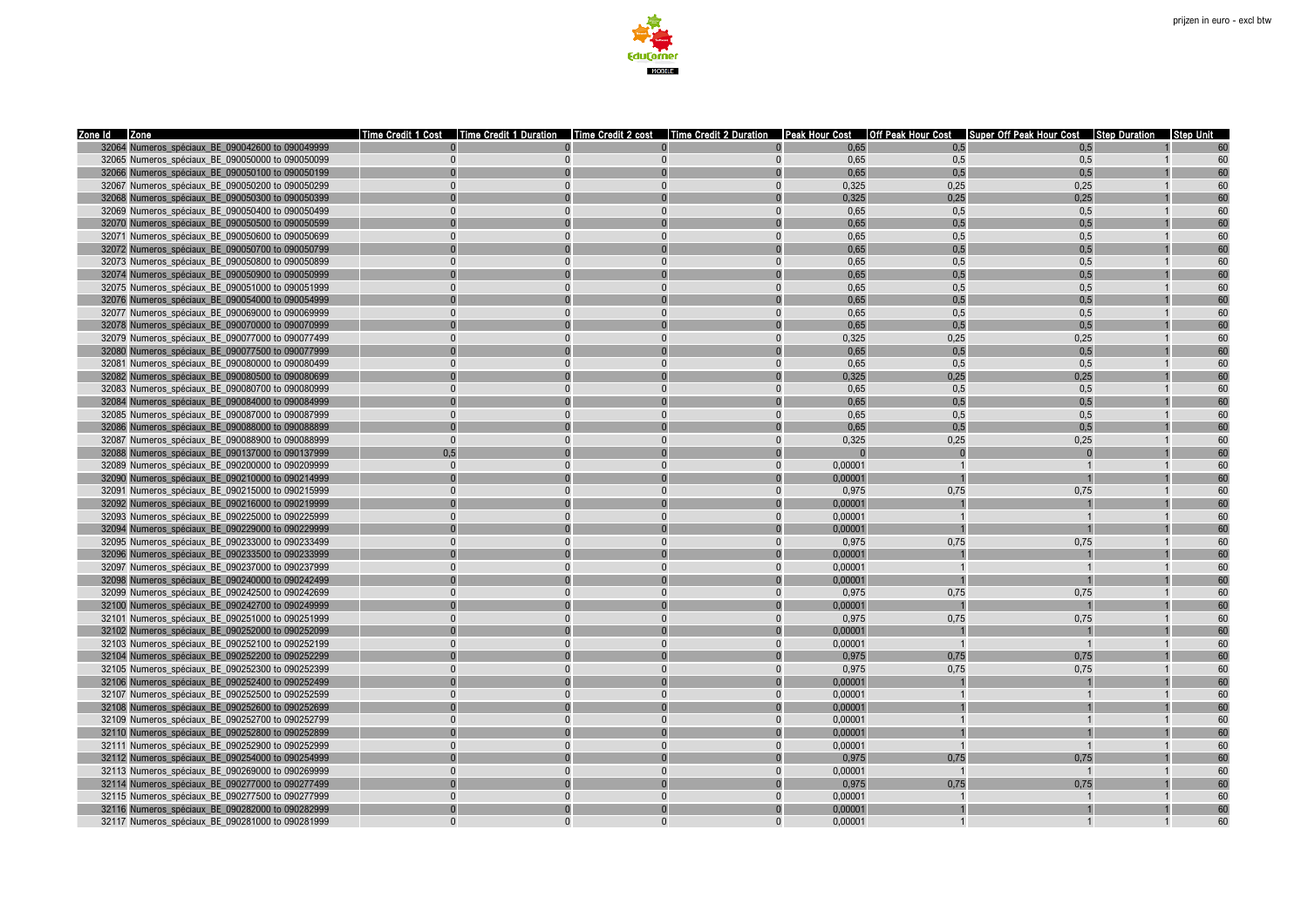prijzen in euro - excl btw

| Zone Id | Zone | Time Credit 1 Cost | Time Credit 1 Duration | Time Credit 2 cost | Time Credit 2 Duration | Peak Hour Cost | Off Peak Hour Cost | Super Off Peak Hour Cost | Step Duration | Step Unit |
|---|---|---|---|---|---|---|---|---|---|---|
| 32064 | Numeros_spéciaux_BE_090042600 to 090049999 | 0 | 0 | 0 | 0 | 0,65 | 0,5 | 0,5 | 1 | 60 |
| 32065 | Numeros_spéciaux_BE_090050000 to 090050099 | 0 | 0 | 0 | 0 | 0,65 | 0,5 | 0,5 | 1 | 60 |
| 32066 | Numeros_spéciaux_BE_090050100 to 090050199 | 0 | 0 | 0 | 0 | 0,65 | 0,5 | 0,5 | 1 | 60 |
| 32067 | Numeros_spéciaux_BE_090050200 to 090050299 | 0 | 0 | 0 | 0 | 0,325 | 0,25 | 0,25 | 1 | 60 |
| 32068 | Numeros_spéciaux_BE_090050300 to 090050399 | 0 | 0 | 0 | 0 | 0,325 | 0,25 | 0,25 | 1 | 60 |
| 32069 | Numeros_spéciaux_BE_090050400 to 090050499 | 0 | 0 | 0 | 0 | 0,65 | 0,5 | 0,5 | 1 | 60 |
| 32070 | Numeros_spéciaux_BE_090050500 to 090050599 | 0 | 0 | 0 | 0 | 0,65 | 0,5 | 0,5 | 1 | 60 |
| 32071 | Numeros_spéciaux_BE_090050600 to 090050699 | 0 | 0 | 0 | 0 | 0,65 | 0,5 | 0,5 | 1 | 60 |
| 32072 | Numeros_spéciaux_BE_090050700 to 090050799 | 0 | 0 | 0 | 0 | 0,65 | 0,5 | 0,5 | 1 | 60 |
| 32073 | Numeros_spéciaux_BE_090050800 to 090050899 | 0 | 0 | 0 | 0 | 0,65 | 0,5 | 0,5 | 1 | 60 |
| 32074 | Numeros_spéciaux_BE_090050900 to 090050999 | 0 | 0 | 0 | 0 | 0,65 | 0,5 | 0,5 | 1 | 60 |
| 32075 | Numeros_spéciaux_BE_090051000 to 090051999 | 0 | 0 | 0 | 0 | 0,65 | 0,5 | 0,5 | 1 | 60 |
| 32076 | Numeros_spéciaux_BE_090054000 to 090054999 | 0 | 0 | 0 | 0 | 0,65 | 0,5 | 0,5 | 1 | 60 |
| 32077 | Numeros_spéciaux_BE_090069000 to 090069999 | 0 | 0 | 0 | 0 | 0,65 | 0,5 | 0,5 | 1 | 60 |
| 32078 | Numeros_spéciaux_BE_090070000 to 090070999 | 0 | 0 | 0 | 0 | 0,65 | 0,5 | 0,5 | 1 | 60 |
| 32079 | Numeros_spéciaux_BE_090077000 to 090077499 | 0 | 0 | 0 | 0 | 0,325 | 0,25 | 0,25 | 1 | 60 |
| 32080 | Numeros_spéciaux_BE_090077500 to 090077999 | 0 | 0 | 0 | 0 | 0,65 | 0,5 | 0,5 | 1 | 60 |
| 32081 | Numeros_spéciaux_BE_090080000 to 090080499 | 0 | 0 | 0 | 0 | 0,65 | 0,5 | 0,5 | 1 | 60 |
| 32082 | Numeros_spéciaux_BE_090080500 to 090080699 | 0 | 0 | 0 | 0 | 0,325 | 0,25 | 0,25 | 1 | 60 |
| 32083 | Numeros_spéciaux_BE_090080700 to 090080999 | 0 | 0 | 0 | 0 | 0,65 | 0,5 | 0,5 | 1 | 60 |
| 32084 | Numeros_spéciaux_BE_090084000 to 090084999 | 0 | 0 | 0 | 0 | 0,65 | 0,5 | 0,5 | 1 | 60 |
| 32085 | Numeros_spéciaux_BE_090087000 to 090087999 | 0 | 0 | 0 | 0 | 0,65 | 0,5 | 0,5 | 1 | 60 |
| 32086 | Numeros_spéciaux_BE_090088000 to 090088899 | 0 | 0 | 0 | 0 | 0,65 | 0,5 | 0,5 | 1 | 60 |
| 32087 | Numeros_spéciaux_BE_090088900 to 090088999 | 0 | 0 | 0 | 0 | 0,325 | 0,25 | 0,25 | 1 | 60 |
| 32088 | Numeros_spéciaux_BE_090137000 to 090137999 | 0,5 | 0 | 0 | 0 | 0 | 0 | 0 | 1 | 60 |
| 32089 | Numeros_spéciaux_BE_090200000 to 090209999 | 0 | 0 | 0 | 0 | 0,00001 | 1 | 1 | 1 | 60 |
| 32090 | Numeros_spéciaux_BE_090210000 to 090214999 | 0 | 0 | 0 | 0 | 0,00001 | 1 | 1 | 1 | 60 |
| 32091 | Numeros_spéciaux_BE_090215000 to 090215999 | 0 | 0 | 0 | 0 | 0,975 | 0,75 | 0,75 | 1 | 60 |
| 32092 | Numeros_spéciaux_BE_090216000 to 090219999 | 0 | 0 | 0 | 0 | 0,00001 | 1 | 1 | 1 | 60 |
| 32093 | Numeros_spéciaux_BE_090225000 to 090225999 | 0 | 0 | 0 | 0 | 0,00001 | 1 | 1 | 1 | 60 |
| 32094 | Numeros_spéciaux_BE_090229000 to 090229999 | 0 | 0 | 0 | 0 | 0,00001 | 1 | 1 | 1 | 60 |
| 32095 | Numeros_spéciaux_BE_090233000 to 090233499 | 0 | 0 | 0 | 0 | 0,975 | 0,75 | 0,75 | 1 | 60 |
| 32096 | Numeros_spéciaux_BE_090233500 to 090233999 | 0 | 0 | 0 | 0 | 0,00001 | 1 | 1 | 1 | 60 |
| 32097 | Numeros_spéciaux_BE_090237000 to 090237999 | 0 | 0 | 0 | 0 | 0,00001 | 1 | 1 | 1 | 60 |
| 32098 | Numeros_spéciaux_BE_090240000 to 090242499 | 0 | 0 | 0 | 0 | 0,00001 | 1 | 1 | 1 | 60 |
| 32099 | Numeros_spéciaux_BE_090242500 to 090242699 | 0 | 0 | 0 | 0 | 0,975 | 0,75 | 0,75 | 1 | 60 |
| 32100 | Numeros_spéciaux_BE_090242700 to 090249999 | 0 | 0 | 0 | 0 | 0,00001 | 1 | 1 | 1 | 60 |
| 32101 | Numeros_spéciaux_BE_090251000 to 090251999 | 0 | 0 | 0 | 0 | 0,975 | 0,75 | 0,75 | 1 | 60 |
| 32102 | Numeros_spéciaux_BE_090252000 to 090252099 | 0 | 0 | 0 | 0 | 0,00001 | 1 | 1 | 1 | 60 |
| 32103 | Numeros_spéciaux_BE_090252100 to 090252199 | 0 | 0 | 0 | 0 | 0,00001 | 1 | 1 | 1 | 60 |
| 32104 | Numeros_spéciaux_BE_090252200 to 090252299 | 0 | 0 | 0 | 0 | 0,975 | 0,75 | 0,75 | 1 | 60 |
| 32105 | Numeros_spéciaux_BE_090252300 to 090252399 | 0 | 0 | 0 | 0 | 0,975 | 0,75 | 0,75 | 1 | 60 |
| 32106 | Numeros_spéciaux_BE_090252400 to 090252499 | 0 | 0 | 0 | 0 | 0,00001 | 1 | 1 | 1 | 60 |
| 32107 | Numeros_spéciaux_BE_090252500 to 090252599 | 0 | 0 | 0 | 0 | 0,00001 | 1 | 1 | 1 | 60 |
| 32108 | Numeros_spéciaux_BE_090252600 to 090252699 | 0 | 0 | 0 | 0 | 0,00001 | 1 | 1 | 1 | 60 |
| 32109 | Numeros_spéciaux_BE_090252700 to 090252799 | 0 | 0 | 0 | 0 | 0,00001 | 1 | 1 | 1 | 60 |
| 32110 | Numeros_spéciaux_BE_090252800 to 090252899 | 0 | 0 | 0 | 0 | 0,00001 | 1 | 1 | 1 | 60 |
| 32111 | Numeros_spéciaux_BE_090252900 to 090252999 | 0 | 0 | 0 | 0 | 0,00001 | 1 | 1 | 1 | 60 |
| 32112 | Numeros_spéciaux_BE_090254000 to 090254999 | 0 | 0 | 0 | 0 | 0,975 | 0,75 | 0,75 | 1 | 60 |
| 32113 | Numeros_spéciaux_BE_090269000 to 090269999 | 0 | 0 | 0 | 0 | 0,00001 | 1 | 1 | 1 | 60 |
| 32114 | Numeros_spéciaux_BE_090277000 to 090277499 | 0 | 0 | 0 | 0 | 0,975 | 0,75 | 0,75 | 1 | 60 |
| 32115 | Numeros_spéciaux_BE_090277500 to 090277999 | 0 | 0 | 0 | 0 | 0,00001 | 1 | 1 | 1 | 60 |
| 32116 | Numeros_spéciaux_BE_090282000 to 090282999 | 0 | 0 | 0 | 0 | 0,00001 | 1 | 1 | 1 | 60 |
| 32117 | Numeros_spéciaux_BE_090281000 to 090281999 | 0 | 0 | 0 | 0 | 0,00001 | 1 | 1 | 1 | 60 |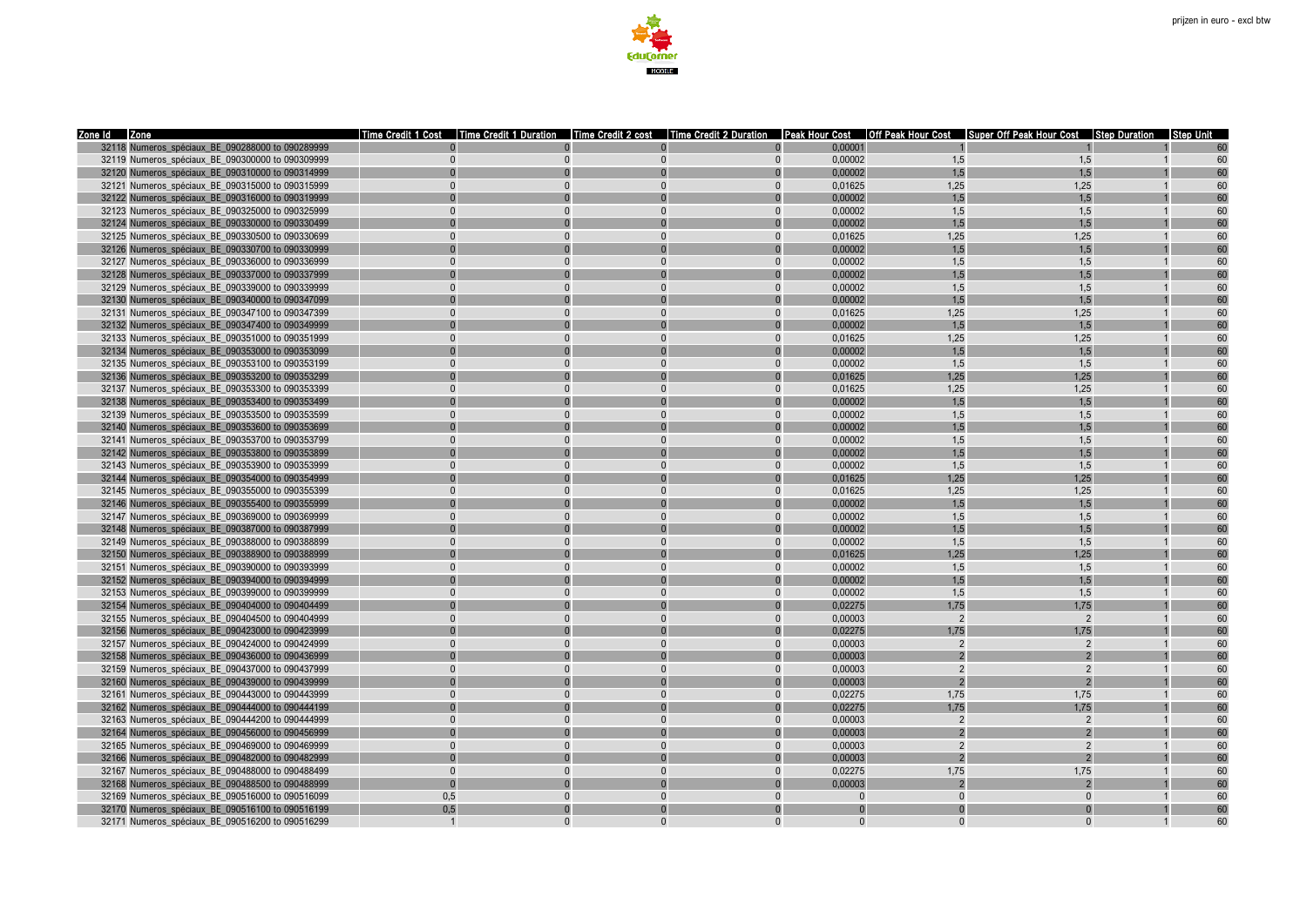prijzen in euro - excl btw

| Zone Id | Zone | Time Credit 1 Cost | Time Credit 1 Duration | Time Credit 2 cost | Time Credit 2 Duration | Peak Hour Cost | Off Peak Hour Cost | Super Off Peak Hour Cost | Step Duration | Step Unit |
|---|---|---|---|---|---|---|---|---|---|---|
| 32118 | Numeros_spéciaux_BE_090288000 to 090289999 | 0 | 0 | 0 | 0 | 0,00001 | 1 | 1 | 1 | 60 |
| 32119 | Numeros_spéciaux_BE_090300000 to 090309999 | 0 | 0 | 0 | 0 | 0,00002 | 1,5 | 1,5 | 1 | 60 |
| 32120 | Numeros_spéciaux_BE_090310000 to 090314999 | 0 | 0 | 0 | 0 | 0,00002 | 1,5 | 1,5 | 1 | 60 |
| 32121 | Numeros_spéciaux_BE_090315000 to 090315999 | 0 | 0 | 0 | 0 | 0,01625 | 1,25 | 1,25 | 1 | 60 |
| 32122 | Numeros_spéciaux_BE_090316000 to 090319999 | 0 | 0 | 0 | 0 | 0,00002 | 1,5 | 1,5 | 1 | 60 |
| 32123 | Numeros_spéciaux_BE_090325000 to 090325999 | 0 | 0 | 0 | 0 | 0,00002 | 1,5 | 1,5 | 1 | 60 |
| 32124 | Numeros_spéciaux_BE_090330000 to 090330499 | 0 | 0 | 0 | 0 | 0,00002 | 1,5 | 1,5 | 1 | 60 |
| 32125 | Numeros_spéciaux_BE_090330500 to 090330699 | 0 | 0 | 0 | 0 | 0,01625 | 1,25 | 1,25 | 1 | 60 |
| 32126 | Numeros_spéciaux_BE_090330700 to 090330999 | 0 | 0 | 0 | 0 | 0,00002 | 1,5 | 1,5 | 1 | 60 |
| 32127 | Numeros_spéciaux_BE_090336000 to 090336999 | 0 | 0 | 0 | 0 | 0,00002 | 1,5 | 1,5 | 1 | 60 |
| 32128 | Numeros_spéciaux_BE_090337000 to 090337999 | 0 | 0 | 0 | 0 | 0,00002 | 1,5 | 1,5 | 1 | 60 |
| 32129 | Numeros_spéciaux_BE_090339000 to 090339999 | 0 | 0 | 0 | 0 | 0,00002 | 1,5 | 1,5 | 1 | 60 |
| 32130 | Numeros_spéciaux_BE_090340000 to 090347099 | 0 | 0 | 0 | 0 | 0,00002 | 1,5 | 1,5 | 1 | 60 |
| 32131 | Numeros_spéciaux_BE_090347100 to 090347399 | 0 | 0 | 0 | 0 | 0,01625 | 1,25 | 1,25 | 1 | 60 |
| 32132 | Numeros_spéciaux_BE_090347400 to 090349999 | 0 | 0 | 0 | 0 | 0,00002 | 1,5 | 1,5 | 1 | 60 |
| 32133 | Numeros_spéciaux_BE_090351000 to 090351999 | 0 | 0 | 0 | 0 | 0,01625 | 1,25 | 1,25 | 1 | 60 |
| 32134 | Numeros_spéciaux_BE_090353000 to 090353099 | 0 | 0 | 0 | 0 | 0,00002 | 1,5 | 1,5 | 1 | 60 |
| 32135 | Numeros_spéciaux_BE_090353100 to 090353199 | 0 | 0 | 0 | 0 | 0,00002 | 1,5 | 1,5 | 1 | 60 |
| 32136 | Numeros_spéciaux_BE_090353200 to 090353299 | 0 | 0 | 0 | 0 | 0,01625 | 1,25 | 1,25 | 1 | 60 |
| 32137 | Numeros_spéciaux_BE_090353300 to 090353399 | 0 | 0 | 0 | 0 | 0,01625 | 1,25 | 1,25 | 1 | 60 |
| 32138 | Numeros_spéciaux_BE_090353400 to 090353499 | 0 | 0 | 0 | 0 | 0,00002 | 1,5 | 1,5 | 1 | 60 |
| 32139 | Numeros_spéciaux_BE_090353500 to 090353599 | 0 | 0 | 0 | 0 | 0,00002 | 1,5 | 1,5 | 1 | 60 |
| 32140 | Numeros_spéciaux_BE_090353600 to 090353699 | 0 | 0 | 0 | 0 | 0,00002 | 1,5 | 1,5 | 1 | 60 |
| 32141 | Numeros_spéciaux_BE_090353700 to 090353799 | 0 | 0 | 0 | 0 | 0,00002 | 1,5 | 1,5 | 1 | 60 |
| 32142 | Numeros_spéciaux_BE_090353800 to 090353899 | 0 | 0 | 0 | 0 | 0,00002 | 1,5 | 1,5 | 1 | 60 |
| 32143 | Numeros_spéciaux_BE_090353900 to 090353999 | 0 | 0 | 0 | 0 | 0,00002 | 1,5 | 1,5 | 1 | 60 |
| 32144 | Numeros_spéciaux_BE_090354000 to 090354999 | 0 | 0 | 0 | 0 | 0,01625 | 1,25 | 1,25 | 1 | 60 |
| 32145 | Numeros_spéciaux_BE_090355000 to 090355399 | 0 | 0 | 0 | 0 | 0,01625 | 1,25 | 1,25 | 1 | 60 |
| 32146 | Numeros_spéciaux_BE_090355400 to 090355999 | 0 | 0 | 0 | 0 | 0,00002 | 1,5 | 1,5 | 1 | 60 |
| 32147 | Numeros_spéciaux_BE_090369000 to 090369999 | 0 | 0 | 0 | 0 | 0,00002 | 1,5 | 1,5 | 1 | 60 |
| 32148 | Numeros_spéciaux_BE_090387000 to 090387999 | 0 | 0 | 0 | 0 | 0,00002 | 1,5 | 1,5 | 1 | 60 |
| 32149 | Numeros_spéciaux_BE_090388000 to 090388899 | 0 | 0 | 0 | 0 | 0,00002 | 1,5 | 1,5 | 1 | 60 |
| 32150 | Numeros_spéciaux_BE_090388900 to 090388999 | 0 | 0 | 0 | 0 | 0,01625 | 1,25 | 1,25 | 1 | 60 |
| 32151 | Numeros_spéciaux_BE_090390000 to 090393999 | 0 | 0 | 0 | 0 | 0,00002 | 1,5 | 1,5 | 1 | 60 |
| 32152 | Numeros_spéciaux_BE_090394000 to 090394999 | 0 | 0 | 0 | 0 | 0,00002 | 1,5 | 1,5 | 1 | 60 |
| 32153 | Numeros_spéciaux_BE_090399000 to 090399999 | 0 | 0 | 0 | 0 | 0,00002 | 1,5 | 1,5 | 1 | 60 |
| 32154 | Numeros_spéciaux_BE_090404000 to 090404499 | 0 | 0 | 0 | 0 | 0,02275 | 1,75 | 1,75 | 1 | 60 |
| 32155 | Numeros_spéciaux_BE_090404500 to 090404999 | 0 | 0 | 0 | 0 | 0,00003 | 2 | 2 | 1 | 60 |
| 32156 | Numeros_spéciaux_BE_090423000 to 090423999 | 0 | 0 | 0 | 0 | 0,02275 | 1,75 | 1,75 | 1 | 60 |
| 32157 | Numeros_spéciaux_BE_090424000 to 090424999 | 0 | 0 | 0 | 0 | 0,00003 | 2 | 2 | 1 | 60 |
| 32158 | Numeros_spéciaux_BE_090436000 to 090436999 | 0 | 0 | 0 | 0 | 0,00003 | 2 | 2 | 1 | 60 |
| 32159 | Numeros_spéciaux_BE_090437000 to 090437999 | 0 | 0 | 0 | 0 | 0,00003 | 2 | 2 | 1 | 60 |
| 32160 | Numeros_spéciaux_BE_090439000 to 090439999 | 0 | 0 | 0 | 0 | 0,00003 | 2 | 2 | 1 | 60 |
| 32161 | Numeros_spéciaux_BE_090443000 to 090443999 | 0 | 0 | 0 | 0 | 0,02275 | 1,75 | 1,75 | 1 | 60 |
| 32162 | Numeros_spéciaux_BE_090444000 to 090444199 | 0 | 0 | 0 | 0 | 0,02275 | 1,75 | 1,75 | 1 | 60 |
| 32163 | Numeros_spéciaux_BE_090444200 to 090444999 | 0 | 0 | 0 | 0 | 0,00003 | 2 | 2 | 1 | 60 |
| 32164 | Numeros_spéciaux_BE_090456000 to 090456999 | 0 | 0 | 0 | 0 | 0,00003 | 2 | 2 | 1 | 60 |
| 32165 | Numeros_spéciaux_BE_090469000 to 090469999 | 0 | 0 | 0 | 0 | 0,00003 | 2 | 2 | 1 | 60 |
| 32166 | Numeros_spéciaux_BE_090482000 to 090482999 | 0 | 0 | 0 | 0 | 0,00003 | 2 | 2 | 1 | 60 |
| 32167 | Numeros_spéciaux_BE_090488000 to 090488499 | 0 | 0 | 0 | 0 | 0,02275 | 1,75 | 1,75 | 1 | 60 |
| 32168 | Numeros_spéciaux_BE_090488500 to 090488999 | 0 | 0 | 0 | 0 | 0,00003 | 2 | 2 | 1 | 60 |
| 32169 | Numeros_spéciaux_BE_090516000 to 090516099 | 0,5 | 0 | 0 | 0 | 0 | 0 | 0 | 1 | 60 |
| 32170 | Numeros_spéciaux_BE_090516100 to 090516199 | 0,5 | 0 | 0 | 0 | 0 | 0 | 0 | 1 | 60 |
| 32171 | Numeros_spéciaux_BE_090516200 to 090516299 | 1 | 0 | 0 | 0 | 0 | 0 | 0 | 1 | 60 |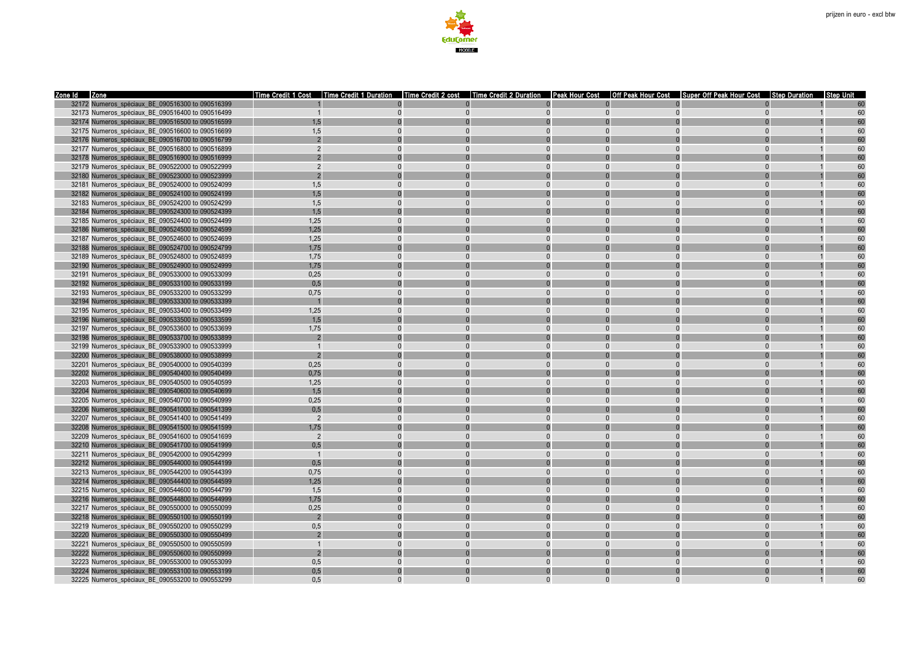prijzen in euro - excl btw

| Zone Id | Zone | Time Credit 1 Cost | Time Credit 1 Duration | Time Credit 2 cost | Time Credit 2 Duration | Peak Hour Cost | Off Peak Hour Cost | Super Off Peak Hour Cost | Step Duration | Step Unit |
|---|---|---|---|---|---|---|---|---|---|---|
| 32172 | Numeros_spéciaux_BE_090516300 to 090516399 | 1 | 0 | 0 | 0 | 0 | 0 | 0 | 1 | 60 |
| 32173 | Numeros_spéciaux_BE_090516400 to 090516499 | 1 | 0 | 0 | 0 | 0 | 0 | 0 | 1 | 60 |
| 32174 | Numeros_spéciaux_BE_090516500 to 090516599 | 1,5 | 0 | 0 | 0 | 0 | 0 | 0 | 1 | 60 |
| 32175 | Numeros_spéciaux_BE_090516600 to 090516699 | 1,5 | 0 | 0 | 0 | 0 | 0 | 0 | 1 | 60 |
| 32176 | Numeros_spéciaux_BE_090516700 to 090516799 | 2 | 0 | 0 | 0 | 0 | 0 | 0 | 1 | 60 |
| 32177 | Numeros_spéciaux_BE_090516800 to 090516899 | 2 | 0 | 0 | 0 | 0 | 0 | 0 | 1 | 60 |
| 32178 | Numeros_spéciaux_BE_090516900 to 090516999 | 2 | 0 | 0 | 0 | 0 | 0 | 0 | 1 | 60 |
| 32179 | Numeros_spéciaux_BE_090522000 to 090522999 | 2 | 0 | 0 | 0 | 0 | 0 | 0 | 1 | 60 |
| 32180 | Numeros_spéciaux_BE_090523000 to 090523999 | 2 | 0 | 0 | 0 | 0 | 0 | 0 | 1 | 60 |
| 32181 | Numeros_spéciaux_BE_090524000 to 090524099 | 1,5 | 0 | 0 | 0 | 0 | 0 | 0 | 1 | 60 |
| 32182 | Numeros_spéciaux_BE_090524100 to 090524199 | 1,5 | 0 | 0 | 0 | 0 | 0 | 0 | 1 | 60 |
| 32183 | Numeros_spéciaux_BE_090524200 to 090524299 | 1,5 | 0 | 0 | 0 | 0 | 0 | 0 | 1 | 60 |
| 32184 | Numeros_spéciaux_BE_090524300 to 090524399 | 1,5 | 0 | 0 | 0 | 0 | 0 | 0 | 1 | 60 |
| 32185 | Numeros_spéciaux_BE_090524400 to 090524499 | 1,25 | 0 | 0 | 0 | 0 | 0 | 0 | 1 | 60 |
| 32186 | Numeros_spéciaux_BE_090524500 to 090524599 | 1,25 | 0 | 0 | 0 | 0 | 0 | 0 | 1 | 60 |
| 32187 | Numeros_spéciaux_BE_090524600 to 090524699 | 1,25 | 0 | 0 | 0 | 0 | 0 | 0 | 1 | 60 |
| 32188 | Numeros_spéciaux_BE_090524700 to 090524799 | 1,75 | 0 | 0 | 0 | 0 | 0 | 0 | 1 | 60 |
| 32189 | Numeros_spéciaux_BE_090524800 to 090524899 | 1,75 | 0 | 0 | 0 | 0 | 0 | 0 | 1 | 60 |
| 32190 | Numeros_spéciaux_BE_090524900 to 090524999 | 1,75 | 0 | 0 | 0 | 0 | 0 | 0 | 1 | 60 |
| 32191 | Numeros_spéciaux_BE_090533000 to 090533099 | 0,25 | 0 | 0 | 0 | 0 | 0 | 0 | 1 | 60 |
| 32192 | Numeros_spéciaux_BE_090533100 to 090533199 | 0,5 | 0 | 0 | 0 | 0 | 0 | 0 | 1 | 60 |
| 32193 | Numeros_spéciaux_BE_090533200 to 090533299 | 0,75 | 0 | 0 | 0 | 0 | 0 | 0 | 1 | 60 |
| 32194 | Numeros_spéciaux_BE_090533300 to 090533399 | 1 | 0 | 0 | 0 | 0 | 0 | 0 | 1 | 60 |
| 32195 | Numeros_spéciaux_BE_090533400 to 090533499 | 1,25 | 0 | 0 | 0 | 0 | 0 | 0 | 1 | 60 |
| 32196 | Numeros_spéciaux_BE_090533500 to 090533599 | 1,5 | 0 | 0 | 0 | 0 | 0 | 0 | 1 | 60 |
| 32197 | Numeros_spéciaux_BE_090533600 to 090533699 | 1,75 | 0 | 0 | 0 | 0 | 0 | 0 | 1 | 60 |
| 32198 | Numeros_spéciaux_BE_090533700 to 090533899 | 2 | 0 | 0 | 0 | 0 | 0 | 0 | 1 | 60 |
| 32199 | Numeros_spéciaux_BE_090533900 to 090533999 | 1 | 0 | 0 | 0 | 0 | 0 | 0 | 1 | 60 |
| 32200 | Numeros_spéciaux_BE_090538000 to 090538999 | 2 | 0 | 0 | 0 | 0 | 0 | 0 | 1 | 60 |
| 32201 | Numeros_spéciaux_BE_090540000 to 090540399 | 0,25 | 0 | 0 | 0 | 0 | 0 | 0 | 1 | 60 |
| 32202 | Numeros_spéciaux_BE_090540400 to 090540499 | 0,75 | 0 | 0 | 0 | 0 | 0 | 0 | 1 | 60 |
| 32203 | Numeros_spéciaux_BE_090540500 to 090540599 | 1,25 | 0 | 0 | 0 | 0 | 0 | 0 | 1 | 60 |
| 32204 | Numeros_spéciaux_BE_090540600 to 090540699 | 1,5 | 0 | 0 | 0 | 0 | 0 | 0 | 1 | 60 |
| 32205 | Numeros_spéciaux_BE_090540700 to 090540999 | 0,25 | 0 | 0 | 0 | 0 | 0 | 0 | 1 | 60 |
| 32206 | Numeros_spéciaux_BE_090541000 to 090541399 | 0,5 | 0 | 0 | 0 | 0 | 0 | 0 | 1 | 60 |
| 32207 | Numeros_spéciaux_BE_090541400 to 090541499 | 2 | 0 | 0 | 0 | 0 | 0 | 0 | 1 | 60 |
| 32208 | Numeros_spéciaux_BE_090541500 to 090541599 | 1,75 | 0 | 0 | 0 | 0 | 0 | 0 | 1 | 60 |
| 32209 | Numeros_spéciaux_BE_090541600 to 090541699 | 2 | 0 | 0 | 0 | 0 | 0 | 0 | 1 | 60 |
| 32210 | Numeros_spéciaux_BE_090541700 to 090541999 | 0,5 | 0 | 0 | 0 | 0 | 0 | 0 | 1 | 60 |
| 32211 | Numeros_spéciaux_BE_090542000 to 090542999 | 1 | 0 | 0 | 0 | 0 | 0 | 0 | 1 | 60 |
| 32212 | Numeros_spéciaux_BE_090544000 to 090544199 | 0,5 | 0 | 0 | 0 | 0 | 0 | 0 | 1 | 60 |
| 32213 | Numeros_spéciaux_BE_090544200 to 090544399 | 0,75 | 0 | 0 | 0 | 0 | 0 | 0 | 1 | 60 |
| 32214 | Numeros_spéciaux_BE_090544400 to 090544599 | 1,25 | 0 | 0 | 0 | 0 | 0 | 0 | 1 | 60 |
| 32215 | Numeros_spéciaux_BE_090544600 to 090544799 | 1,5 | 0 | 0 | 0 | 0 | 0 | 0 | 1 | 60 |
| 32216 | Numeros_spéciaux_BE_090544800 to 090544999 | 1,75 | 0 | 0 | 0 | 0 | 0 | 0 | 1 | 60 |
| 32217 | Numeros_spéciaux_BE_090550000 to 090550099 | 0,25 | 0 | 0 | 0 | 0 | 0 | 0 | 1 | 60 |
| 32218 | Numeros_spéciaux_BE_090550100 to 090550199 | 2 | 0 | 0 | 0 | 0 | 0 | 0 | 1 | 60 |
| 32219 | Numeros_spéciaux_BE_090550200 to 090550299 | 0,5 | 0 | 0 | 0 | 0 | 0 | 0 | 1 | 60 |
| 32220 | Numeros_spéciaux_BE_090550300 to 090550499 | 2 | 0 | 0 | 0 | 0 | 0 | 0 | 1 | 60 |
| 32221 | Numeros_spéciaux_BE_090550500 to 090550599 | 1 | 0 | 0 | 0 | 0 | 0 | 0 | 1 | 60 |
| 32222 | Numeros_spéciaux_BE_090550600 to 090550999 | 2 | 0 | 0 | 0 | 0 | 0 | 0 | 1 | 60 |
| 32223 | Numeros_spéciaux_BE_090553000 to 090553099 | 0,5 | 0 | 0 | 0 | 0 | 0 | 0 | 1 | 60 |
| 32224 | Numeros_spéciaux_BE_090553100 to 090553199 | 0,5 | 0 | 0 | 0 | 0 | 0 | 0 | 1 | 60 |
| 32225 | Numeros_spéciaux_BE_090553200 to 090553299 | 0,5 | 0 | 0 | 0 | 0 | 0 | 0 | 1 | 60 |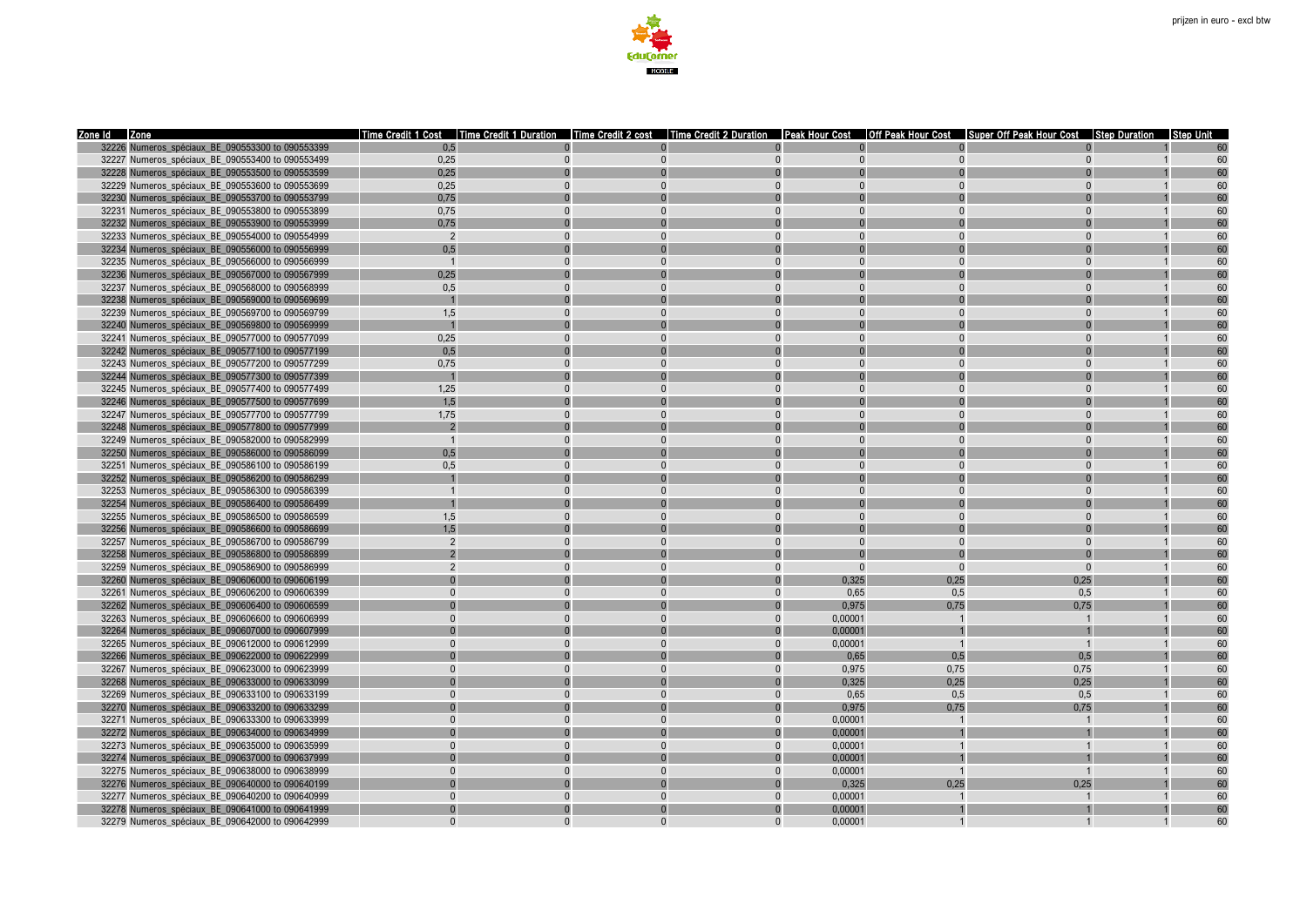prijzen in euro - excl btw

| Zone Id | Zone | Time Credit 1 Cost | Time Credit 1 Duration | Time Credit 2 cost | Time Credit 2 Duration | Peak Hour Cost | Off Peak Hour Cost | Super Off Peak Hour Cost | Step Duration | Step Unit |
|---|---|---|---|---|---|---|---|---|---|---|
| 32226 | Numeros_spéciaux_BE_090553300 to 090553399 | 0,5 | 0 | 0 | 0 | 0 | 0 | 0 | 1 | 60 |
| 32227 | Numeros_spéciaux_BE_090553400 to 090553499 | 0,25 | 0 | 0 | 0 | 0 | 0 | 0 | 1 | 60 |
| 32228 | Numeros_spéciaux_BE_090553500 to 090553599 | 0,25 | 0 | 0 | 0 | 0 | 0 | 0 | 1 | 60 |
| 32229 | Numeros_spéciaux_BE_090553600 to 090553699 | 0,25 | 0 | 0 | 0 | 0 | 0 | 0 | 1 | 60 |
| 32230 | Numeros_spéciaux_BE_090553700 to 090553799 | 0,75 | 0 | 0 | 0 | 0 | 0 | 0 | 1 | 60 |
| 32231 | Numeros_spéciaux_BE_090553800 to 090553899 | 0,75 | 0 | 0 | 0 | 0 | 0 | 0 | 1 | 60 |
| 32232 | Numeros_spéciaux_BE_090553900 to 090553999 | 0,75 | 0 | 0 | 0 | 0 | 0 | 0 | 1 | 60 |
| 32233 | Numeros_spéciaux_BE_090554000 to 090554999 | 2 | 0 | 0 | 0 | 0 | 0 | 0 | 1 | 60 |
| 32234 | Numeros_spéciaux_BE_090556000 to 090556999 | 0,5 | 0 | 0 | 0 | 0 | 0 | 0 | 1 | 60 |
| 32235 | Numeros_spéciaux_BE_090566000 to 090566999 | 1 | 0 | 0 | 0 | 0 | 0 | 0 | 1 | 60 |
| 32236 | Numeros_spéciaux_BE_090567000 to 090567999 | 0,25 | 0 | 0 | 0 | 0 | 0 | 0 | 1 | 60 |
| 32237 | Numeros_spéciaux_BE_090568000 to 090568999 | 0,5 | 0 | 0 | 0 | 0 | 0 | 0 | 1 | 60 |
| 32238 | Numeros_spéciaux_BE_090569000 to 090569699 | 1 | 0 | 0 | 0 | 0 | 0 | 0 | 1 | 60 |
| 32239 | Numeros_spéciaux_BE_090569700 to 090569799 | 1,5 | 0 | 0 | 0 | 0 | 0 | 0 | 1 | 60 |
| 32240 | Numeros_spéciaux_BE_090569800 to 090569999 | 1 | 0 | 0 | 0 | 0 | 0 | 0 | 1 | 60 |
| 32241 | Numeros_spéciaux_BE_090577000 to 090577099 | 0,25 | 0 | 0 | 0 | 0 | 0 | 0 | 1 | 60 |
| 32242 | Numeros_spéciaux_BE_090577100 to 090577199 | 0,5 | 0 | 0 | 0 | 0 | 0 | 0 | 1 | 60 |
| 32243 | Numeros_spéciaux_BE_090577200 to 090577299 | 0,75 | 0 | 0 | 0 | 0 | 0 | 0 | 1 | 60 |
| 32244 | Numeros_spéciaux_BE_090577300 to 090577399 | 1 | 0 | 0 | 0 | 0 | 0 | 0 | 1 | 60 |
| 32245 | Numeros_spéciaux_BE_090577400 to 090577499 | 1,25 | 0 | 0 | 0 | 0 | 0 | 0 | 1 | 60 |
| 32246 | Numeros_spéciaux_BE_090577500 to 090577699 | 1,5 | 0 | 0 | 0 | 0 | 0 | 0 | 1 | 60 |
| 32247 | Numeros_spéciaux_BE_090577700 to 090577799 | 1,75 | 0 | 0 | 0 | 0 | 0 | 0 | 1 | 60 |
| 32248 | Numeros_spéciaux_BE_090577800 to 090577999 | 2 | 0 | 0 | 0 | 0 | 0 | 0 | 1 | 60 |
| 32249 | Numeros_spéciaux_BE_090582000 to 090582999 | 1 | 0 | 0 | 0 | 0 | 0 | 0 | 1 | 60 |
| 32250 | Numeros_spéciaux_BE_090586000 to 090586099 | 0,5 | 0 | 0 | 0 | 0 | 0 | 0 | 1 | 60 |
| 32251 | Numeros_spéciaux_BE_090586100 to 090586199 | 0,5 | 0 | 0 | 0 | 0 | 0 | 0 | 1 | 60 |
| 32252 | Numeros_spéciaux_BE_090586200 to 090586299 | 1 | 0 | 0 | 0 | 0 | 0 | 0 | 1 | 60 |
| 32253 | Numeros_spéciaux_BE_090586300 to 090586399 | 1 | 0 | 0 | 0 | 0 | 0 | 0 | 1 | 60 |
| 32254 | Numeros_spéciaux_BE_090586400 to 090586499 | 1 | 0 | 0 | 0 | 0 | 0 | 0 | 1 | 60 |
| 32255 | Numeros_spéciaux_BE_090586500 to 090586599 | 1,5 | 0 | 0 | 0 | 0 | 0 | 0 | 1 | 60 |
| 32256 | Numeros_spéciaux_BE_090586600 to 090586699 | 1,5 | 0 | 0 | 0 | 0 | 0 | 0 | 1 | 60 |
| 32257 | Numeros_spéciaux_BE_090586700 to 090586799 | 2 | 0 | 0 | 0 | 0 | 0 | 0 | 1 | 60 |
| 32258 | Numeros_spéciaux_BE_090586800 to 090586899 | 2 | 0 | 0 | 0 | 0 | 0 | 0 | 1 | 60 |
| 32259 | Numeros_spéciaux_BE_090586900 to 090586999 | 2 | 0 | 0 | 0 | 0 | 0 | 0 | 1 | 60 |
| 32260 | Numeros_spéciaux_BE_090606000 to 090606199 | 0 | 0 | 0 | 0 | 0,325 | 0,25 | 0,25 | 1 | 60 |
| 32261 | Numeros_spéciaux_BE_090606200 to 090606399 | 0 | 0 | 0 | 0 | 0,65 | 0,5 | 0,5 | 1 | 60 |
| 32262 | Numeros_spéciaux_BE_090606400 to 090606599 | 0 | 0 | 0 | 0 | 0,975 | 0,75 | 0,75 | 1 | 60 |
| 32263 | Numeros_spéciaux_BE_090606600 to 090606999 | 0 | 0 | 0 | 0 | 0,00001 | 1 | 1 | 1 | 60 |
| 32264 | Numeros_spéciaux_BE_090607000 to 090607999 | 0 | 0 | 0 | 0 | 0,00001 | 1 | 1 | 1 | 60 |
| 32265 | Numeros_spéciaux_BE_090612000 to 090612999 | 0 | 0 | 0 | 0 | 0,00001 | 1 | 1 | 1 | 60 |
| 32266 | Numeros_spéciaux_BE_090622000 to 090622999 | 0 | 0 | 0 | 0 | 0,65 | 0,5 | 0,5 | 1 | 60 |
| 32267 | Numeros_spéciaux_BE_090623000 to 090623999 | 0 | 0 | 0 | 0 | 0,975 | 0,75 | 0,75 | 1 | 60 |
| 32268 | Numeros_spéciaux_BE_090633000 to 090633099 | 0 | 0 | 0 | 0 | 0,325 | 0,25 | 0,25 | 1 | 60 |
| 32269 | Numeros_spéciaux_BE_090633100 to 090633199 | 0 | 0 | 0 | 0 | 0,65 | 0,5 | 0,5 | 1 | 60 |
| 32270 | Numeros_spéciaux_BE_090633200 to 090633299 | 0 | 0 | 0 | 0 | 0,975 | 0,75 | 0,75 | 1 | 60 |
| 32271 | Numeros_spéciaux_BE_090633300 to 090633999 | 0 | 0 | 0 | 0 | 0,00001 | 1 | 1 | 1 | 60 |
| 32272 | Numeros_spéciaux_BE_090634000 to 090634999 | 0 | 0 | 0 | 0 | 0,00001 | 1 | 1 | 1 | 60 |
| 32273 | Numeros_spéciaux_BE_090635000 to 090635999 | 0 | 0 | 0 | 0 | 0,00001 | 1 | 1 | 1 | 60 |
| 32274 | Numeros_spéciaux_BE_090637000 to 090637999 | 0 | 0 | 0 | 0 | 0,00001 | 1 | 1 | 1 | 60 |
| 32275 | Numeros_spéciaux_BE_090638000 to 090638999 | 0 | 0 | 0 | 0 | 0,00001 | 1 | 1 | 1 | 60 |
| 32276 | Numeros_spéciaux_BE_090640000 to 090640199 | 0 | 0 | 0 | 0 | 0,325 | 0,25 | 0,25 | 1 | 60 |
| 32277 | Numeros_spéciaux_BE_090640200 to 090640999 | 0 | 0 | 0 | 0 | 0,00001 | 1 | 1 | 1 | 60 |
| 32278 | Numeros_spéciaux_BE_090641000 to 090641999 | 0 | 0 | 0 | 0 | 0,00001 | 1 | 1 | 1 | 60 |
| 32279 | Numeros_spéciaux_BE_090642000 to 090642999 | 0 | 0 | 0 | 0 | 0,00001 | 1 | 1 | 1 | 60 |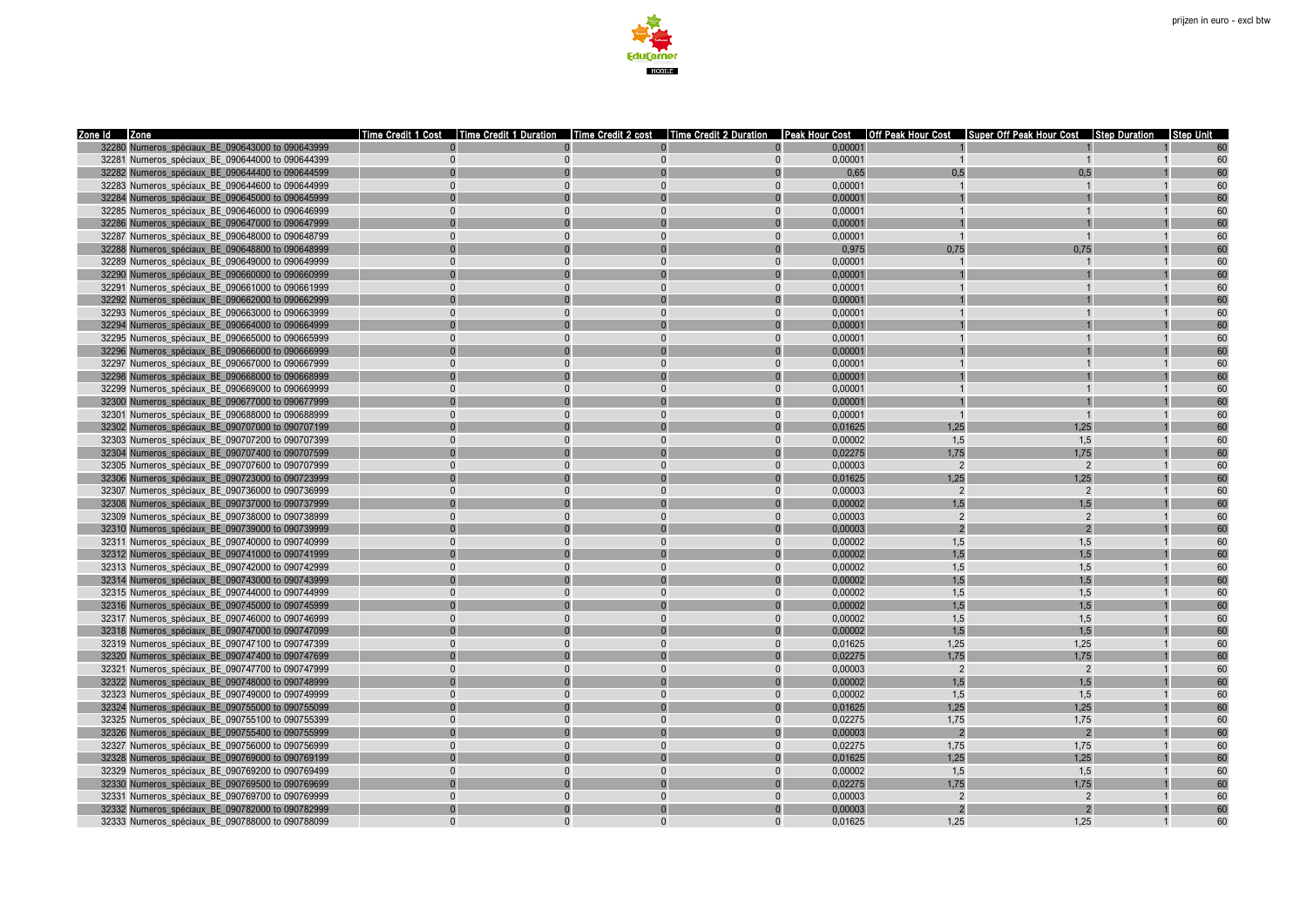prijzen in euro - excl btw

| Zone Id | Zone | Time Credit 1 Cost | Time Credit 1 Duration | Time Credit 2 cost | Time Credit 2 Duration | Peak Hour Cost | Off Peak Hour Cost | Super Off Peak Hour Cost | Step Duration | Step Unit |
|---|---|---|---|---|---|---|---|---|---|---|
| 32280 | Numeros_spéciaux_BE_090643000 to 090643999 | 0 | 0 | 0 | 0 | 0,00001 | 1 | 1 | 1 | 60 |
| 32281 | Numeros_spéciaux_BE_090644000 to 090644399 | 0 | 0 | 0 | 0 | 0,00001 | 1 | 1 | 1 | 60 |
| 32282 | Numeros_spéciaux_BE_090644400 to 090644599 | 0 | 0 | 0 | 0 | 0,65 | 0,5 | 0,5 | 1 | 60 |
| 32283 | Numeros_spéciaux_BE_090644600 to 090644999 | 0 | 0 | 0 | 0 | 0,00001 | 1 | 1 | 1 | 60 |
| 32284 | Numeros_spéciaux_BE_090645000 to 090645999 | 0 | 0 | 0 | 0 | 0,00001 | 1 | 1 | 1 | 60 |
| 32285 | Numeros_spéciaux_BE_090646000 to 090646999 | 0 | 0 | 0 | 0 | 0,00001 | 1 | 1 | 1 | 60 |
| 32286 | Numeros_spéciaux_BE_090647000 to 090647999 | 0 | 0 | 0 | 0 | 0,00001 | 1 | 1 | 1 | 60 |
| 32287 | Numeros_spéciaux_BE_090648000 to 090648799 | 0 | 0 | 0 | 0 | 0,00001 | 1 | 1 | 1 | 60 |
| 32288 | Numeros_spéciaux_BE_090648800 to 090648999 | 0 | 0 | 0 | 0 | 0,975 | 0,75 | 0,75 | 1 | 60 |
| 32289 | Numeros_spéciaux_BE_090649000 to 090649999 | 0 | 0 | 0 | 0 | 0,00001 | 1 | 1 | 1 | 60 |
| 32290 | Numeros_spéciaux_BE_090660000 to 090660999 | 0 | 0 | 0 | 0 | 0,00001 | 1 | 1 | 1 | 60 |
| 32291 | Numeros_spéciaux_BE_090661000 to 090661999 | 0 | 0 | 0 | 0 | 0,00001 | 1 | 1 | 1 | 60 |
| 32292 | Numeros_spéciaux_BE_090662000 to 090662999 | 0 | 0 | 0 | 0 | 0,00001 | 1 | 1 | 1 | 60 |
| 32293 | Numeros_spéciaux_BE_090663000 to 090663999 | 0 | 0 | 0 | 0 | 0,00001 | 1 | 1 | 1 | 60 |
| 32294 | Numeros_spéciaux_BE_090664000 to 090664999 | 0 | 0 | 0 | 0 | 0,00001 | 1 | 1 | 1 | 60 |
| 32295 | Numeros_spéciaux_BE_090665000 to 090665999 | 0 | 0 | 0 | 0 | 0,00001 | 1 | 1 | 1 | 60 |
| 32296 | Numeros_spéciaux_BE_090666000 to 090666999 | 0 | 0 | 0 | 0 | 0,00001 | 1 | 1 | 1 | 60 |
| 32297 | Numeros_spéciaux_BE_090667000 to 090667999 | 0 | 0 | 0 | 0 | 0,00001 | 1 | 1 | 1 | 60 |
| 32298 | Numeros_spéciaux_BE_090668000 to 090668999 | 0 | 0 | 0 | 0 | 0,00001 | 1 | 1 | 1 | 60 |
| 32299 | Numeros_spéciaux_BE_090669000 to 090669999 | 0 | 0 | 0 | 0 | 0,00001 | 1 | 1 | 1 | 60 |
| 32300 | Numeros_spéciaux_BE_090677000 to 090677999 | 0 | 0 | 0 | 0 | 0,00001 | 1 | 1 | 1 | 60 |
| 32301 | Numeros_spéciaux_BE_090688000 to 090688999 | 0 | 0 | 0 | 0 | 0,00001 | 1 | 1 | 1 | 60 |
| 32302 | Numeros_spéciaux_BE_090707000 to 090707199 | 0 | 0 | 0 | 0 | 0,01625 | 1,25 | 1,25 | 1 | 60 |
| 32303 | Numeros_spéciaux_BE_090707200 to 090707399 | 0 | 0 | 0 | 0 | 0,00002 | 1,5 | 1,5 | 1 | 60 |
| 32304 | Numeros_spéciaux_BE_090707400 to 090707599 | 0 | 0 | 0 | 0 | 0,02275 | 1,75 | 1,75 | 1 | 60 |
| 32305 | Numeros_spéciaux_BE_090707600 to 090707999 | 0 | 0 | 0 | 0 | 0,00003 | 2 | 2 | 1 | 60 |
| 32306 | Numeros_spéciaux_BE_090723000 to 090723999 | 0 | 0 | 0 | 0 | 0,01625 | 1,25 | 1,25 | 1 | 60 |
| 32307 | Numeros_spéciaux_BE_090736000 to 090736999 | 0 | 0 | 0 | 0 | 0,00003 | 2 | 2 | 1 | 60 |
| 32308 | Numeros_spéciaux_BE_090737000 to 090737999 | 0 | 0 | 0 | 0 | 0,00002 | 1,5 | 1,5 | 1 | 60 |
| 32309 | Numeros_spéciaux_BE_090738000 to 090738999 | 0 | 0 | 0 | 0 | 0,00003 | 2 | 2 | 1 | 60 |
| 32310 | Numeros_spéciaux_BE_090739000 to 090739999 | 0 | 0 | 0 | 0 | 0,00003 | 2 | 2 | 1 | 60 |
| 32311 | Numeros_spéciaux_BE_090740000 to 090740999 | 0 | 0 | 0 | 0 | 0,00002 | 1,5 | 1,5 | 1 | 60 |
| 32312 | Numeros_spéciaux_BE_090741000 to 090741999 | 0 | 0 | 0 | 0 | 0,00002 | 1,5 | 1,5 | 1 | 60 |
| 32313 | Numeros_spéciaux_BE_090742000 to 090742999 | 0 | 0 | 0 | 0 | 0,00002 | 1,5 | 1,5 | 1 | 60 |
| 32314 | Numeros_spéciaux_BE_090743000 to 090743999 | 0 | 0 | 0 | 0 | 0,00002 | 1,5 | 1,5 | 1 | 60 |
| 32315 | Numeros_spéciaux_BE_090744000 to 090744999 | 0 | 0 | 0 | 0 | 0,00002 | 1,5 | 1,5 | 1 | 60 |
| 32316 | Numeros_spéciaux_BE_090745000 to 090745999 | 0 | 0 | 0 | 0 | 0,00002 | 1,5 | 1,5 | 1 | 60 |
| 32317 | Numeros_spéciaux_BE_090746000 to 090746999 | 0 | 0 | 0 | 0 | 0,00002 | 1,5 | 1,5 | 1 | 60 |
| 32318 | Numeros_spéciaux_BE_090747000 to 090747099 | 0 | 0 | 0 | 0 | 0,00002 | 1,5 | 1,5 | 1 | 60 |
| 32319 | Numeros_spéciaux_BE_090747100 to 090747399 | 0 | 0 | 0 | 0 | 0,01625 | 1,25 | 1,25 | 1 | 60 |
| 32320 | Numeros_spéciaux_BE_090747400 to 090747699 | 0 | 0 | 0 | 0 | 0,02275 | 1,75 | 1,75 | 1 | 60 |
| 32321 | Numeros_spéciaux_BE_090747700 to 090747999 | 0 | 0 | 0 | 0 | 0,00003 | 2 | 2 | 1 | 60 |
| 32322 | Numeros_spéciaux_BE_090748000 to 090748999 | 0 | 0 | 0 | 0 | 0,00002 | 1,5 | 1,5 | 1 | 60 |
| 32323 | Numeros_spéciaux_BE_090749000 to 090749999 | 0 | 0 | 0 | 0 | 0,00002 | 1,5 | 1,5 | 1 | 60 |
| 32324 | Numeros_spéciaux_BE_090755000 to 090755099 | 0 | 0 | 0 | 0 | 0,01625 | 1,25 | 1,25 | 1 | 60 |
| 32325 | Numeros_spéciaux_BE_090755100 to 090755399 | 0 | 0 | 0 | 0 | 0,02275 | 1,75 | 1,75 | 1 | 60 |
| 32326 | Numeros_spéciaux_BE_090755400 to 090755999 | 0 | 0 | 0 | 0 | 0,00003 | 2 | 2 | 1 | 60 |
| 32327 | Numeros_spéciaux_BE_090756000 to 090756999 | 0 | 0 | 0 | 0 | 0,02275 | 1,75 | 1,75 | 1 | 60 |
| 32328 | Numeros_spéciaux_BE_090769000 to 090769199 | 0 | 0 | 0 | 0 | 0,01625 | 1,25 | 1,25 | 1 | 60 |
| 32329 | Numeros_spéciaux_BE_090769200 to 090769499 | 0 | 0 | 0 | 0 | 0,00002 | 1,5 | 1,5 | 1 | 60 |
| 32330 | Numeros_spéciaux_BE_090769500 to 090769699 | 0 | 0 | 0 | 0 | 0,02275 | 1,75 | 1,75 | 1 | 60 |
| 32331 | Numeros_spéciaux_BE_090769700 to 090769999 | 0 | 0 | 0 | 0 | 0,00003 | 2 | 2 | 1 | 60 |
| 32332 | Numeros_spéciaux_BE_090782000 to 090782999 | 0 | 0 | 0 | 0 | 0,00003 | 2 | 2 | 1 | 60 |
| 32333 | Numeros_spéciaux_BE_090788000 to 090788099 | 0 | 0 | 0 | 0 | 0,01625 | 1,25 | 1,25 | 1 | 60 |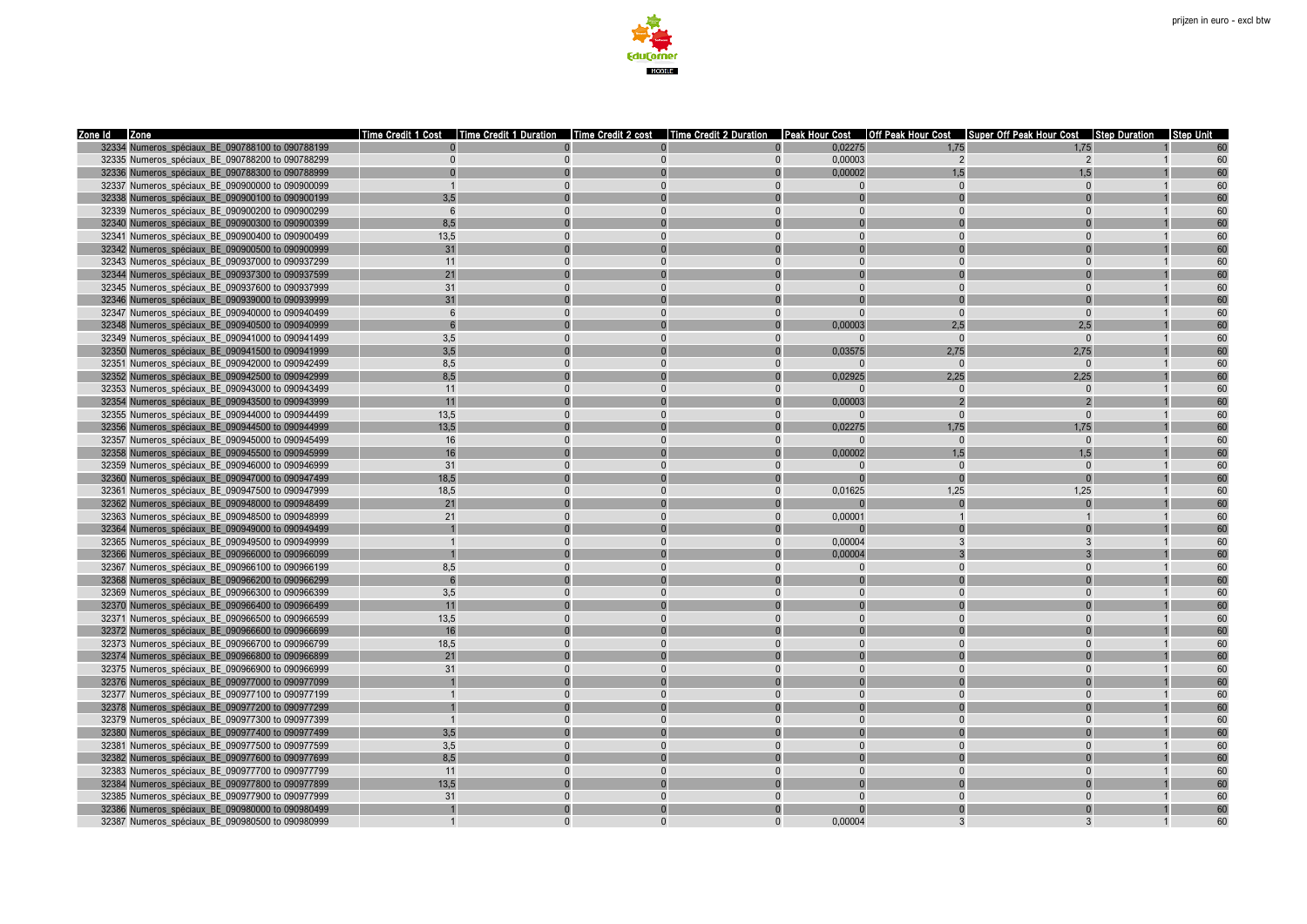prijzen in euro - excl btw

| Zone Id | Zone | Time Credit 1 Cost | Time Credit 1 Duration | Time Credit 2 cost | Time Credit 2 Duration | Peak Hour Cost | Off Peak Hour Cost | Super Off Peak Hour Cost | Step Duration | Step Unit |
|---|---|---|---|---|---|---|---|---|---|---|
| 32334 | Numeros_spéciaux_BE_090788100 to 090788199 | 0 | 0 | 0 | 0 | 0,02275 | 1,75 | 1,75 | 1 | 60 |
| 32335 | Numeros_spéciaux_BE_090788200 to 090788299 | 0 | 0 | 0 | 0 | 0,00003 | 2 | 2 | 1 | 60 |
| 32336 | Numeros_spéciaux_BE_090788300 to 090788999 | 0 | 0 | 0 | 0 | 0,00002 | 1,5 | 1,5 | 1 | 60 |
| 32337 | Numeros_spéciaux_BE_090900000 to 090900099 | 1 | 0 | 0 | 0 | 0 | 0 | 0 | 1 | 60 |
| 32338 | Numeros_spéciaux_BE_090900100 to 090900199 | 3,5 | 0 | 0 | 0 | 0 | 0 | 0 | 1 | 60 |
| 32339 | Numeros_spéciaux_BE_090900200 to 090900299 | 6 | 0 | 0 | 0 | 0 | 0 | 0 | 1 | 60 |
| 32340 | Numeros_spéciaux_BE_090900300 to 090900399 | 8,5 | 0 | 0 | 0 | 0 | 0 | 0 | 1 | 60 |
| 32341 | Numeros_spéciaux_BE_090900400 to 090900499 | 13,5 | 0 | 0 | 0 | 0 | 0 | 0 | 1 | 60 |
| 32342 | Numeros_spéciaux_BE_090900500 to 090900999 | 31 | 0 | 0 | 0 | 0 | 0 | 0 | 1 | 60 |
| 32343 | Numeros_spéciaux_BE_090937000 to 090937299 | 11 | 0 | 0 | 0 | 0 | 0 | 0 | 1 | 60 |
| 32344 | Numeros_spéciaux_BE_090937300 to 090937599 | 21 | 0 | 0 | 0 | 0 | 0 | 0 | 1 | 60 |
| 32345 | Numeros_spéciaux_BE_090937600 to 090937999 | 31 | 0 | 0 | 0 | 0 | 0 | 0 | 1 | 60 |
| 32346 | Numeros_spéciaux_BE_090939000 to 090939999 | 31 | 0 | 0 | 0 | 0 | 0 | 0 | 1 | 60 |
| 32347 | Numeros_spéciaux_BE_090940000 to 090940499 | 6 | 0 | 0 | 0 | 0 | 0 | 0 | 1 | 60 |
| 32348 | Numeros_spéciaux_BE_090940500 to 090940999 | 6 | 0 | 0 | 0 | 0,00003 | 2,5 | 2,5 | 1 | 60 |
| 32349 | Numeros_spéciaux_BE_090941000 to 090941499 | 3,5 | 0 | 0 | 0 | 0 | 0 | 0 | 1 | 60 |
| 32350 | Numeros_spéciaux_BE_090941500 to 090941999 | 3,5 | 0 | 0 | 0 | 0,03575 | 2,75 | 2,75 | 1 | 60 |
| 32351 | Numeros_spéciaux_BE_090942000 to 090942499 | 8,5 | 0 | 0 | 0 | 0 | 0 | 0 | 1 | 60 |
| 32352 | Numeros_spéciaux_BE_090942500 to 090942999 | 8,5 | 0 | 0 | 0 | 0,02925 | 2,25 | 2,25 | 1 | 60 |
| 32353 | Numeros_spéciaux_BE_090943000 to 090943499 | 11 | 0 | 0 | 0 | 0 | 0 | 0 | 1 | 60 |
| 32354 | Numeros_spéciaux_BE_090943500 to 090943999 | 11 | 0 | 0 | 0 | 0,00003 | 2 | 2 | 1 | 60 |
| 32355 | Numeros_spéciaux_BE_090944000 to 090944499 | 13,5 | 0 | 0 | 0 | 0 | 0 | 0 | 1 | 60 |
| 32356 | Numeros_spéciaux_BE_090944500 to 090944999 | 13,5 | 0 | 0 | 0 | 0,02275 | 1,75 | 1,75 | 1 | 60 |
| 32357 | Numeros_spéciaux_BE_090945000 to 090945499 | 16 | 0 | 0 | 0 | 0 | 0 | 0 | 1 | 60 |
| 32358 | Numeros_spéciaux_BE_090945500 to 090945999 | 16 | 0 | 0 | 0 | 0,00002 | 1,5 | 1,5 | 1 | 60 |
| 32359 | Numeros_spéciaux_BE_090946000 to 090946999 | 31 | 0 | 0 | 0 | 0 | 0 | 0 | 1 | 60 |
| 32360 | Numeros_spéciaux_BE_090947000 to 090947499 | 18,5 | 0 | 0 | 0 | 0 | 0 | 0 | 1 | 60 |
| 32361 | Numeros_spéciaux_BE_090947500 to 090947999 | 18,5 | 0 | 0 | 0 | 0,01625 | 1,25 | 1,25 | 1 | 60 |
| 32362 | Numeros_spéciaux_BE_090948000 to 090948499 | 21 | 0 | 0 | 0 | 0 | 0 | 0 | 1 | 60 |
| 32363 | Numeros_spéciaux_BE_090948500 to 090948999 | 21 | 0 | 0 | 0 | 0,00001 | 1 | 1 | 1 | 60 |
| 32364 | Numeros_spéciaux_BE_090949000 to 090949499 | 1 | 0 | 0 | 0 | 0 | 0 | 0 | 1 | 60 |
| 32365 | Numeros_spéciaux_BE_090949500 to 090949999 | 1 | 0 | 0 | 0 | 0,00004 | 3 | 3 | 1 | 60 |
| 32366 | Numeros_spéciaux_BE_090966000 to 090966099 | 1 | 0 | 0 | 0 | 0,00004 | 3 | 3 | 1 | 60 |
| 32367 | Numeros_spéciaux_BE_090966100 to 090966199 | 8,5 | 0 | 0 | 0 | 0 | 0 | 0 | 1 | 60 |
| 32368 | Numeros_spéciaux_BE_090966200 to 090966299 | 6 | 0 | 0 | 0 | 0 | 0 | 0 | 1 | 60 |
| 32369 | Numeros_spéciaux_BE_090966300 to 090966399 | 3,5 | 0 | 0 | 0 | 0 | 0 | 0 | 1 | 60 |
| 32370 | Numeros_spéciaux_BE_090966400 to 090966499 | 11 | 0 | 0 | 0 | 0 | 0 | 0 | 1 | 60 |
| 32371 | Numeros_spéciaux_BE_090966500 to 090966599 | 13,5 | 0 | 0 | 0 | 0 | 0 | 0 | 1 | 60 |
| 32372 | Numeros_spéciaux_BE_090966600 to 090966699 | 16 | 0 | 0 | 0 | 0 | 0 | 0 | 1 | 60 |
| 32373 | Numeros_spéciaux_BE_090966700 to 090966799 | 18,5 | 0 | 0 | 0 | 0 | 0 | 0 | 1 | 60 |
| 32374 | Numeros_spéciaux_BE_090966800 to 090966899 | 21 | 0 | 0 | 0 | 0 | 0 | 0 | 1 | 60 |
| 32375 | Numeros_spéciaux_BE_090966900 to 090966999 | 31 | 0 | 0 | 0 | 0 | 0 | 0 | 1 | 60 |
| 32376 | Numeros_spéciaux_BE_090977000 to 090977099 | 1 | 0 | 0 | 0 | 0 | 0 | 0 | 1 | 60 |
| 32377 | Numeros_spéciaux_BE_090977100 to 090977199 | 1 | 0 | 0 | 0 | 0 | 0 | 0 | 1 | 60 |
| 32378 | Numeros_spéciaux_BE_090977200 to 090977299 | 1 | 0 | 0 | 0 | 0 | 0 | 0 | 1 | 60 |
| 32379 | Numeros_spéciaux_BE_090977300 to 090977399 | 1 | 0 | 0 | 0 | 0 | 0 | 0 | 1 | 60 |
| 32380 | Numeros_spéciaux_BE_090977400 to 090977499 | 3,5 | 0 | 0 | 0 | 0 | 0 | 0 | 1 | 60 |
| 32381 | Numeros_spéciaux_BE_090977500 to 090977599 | 3,5 | 0 | 0 | 0 | 0 | 0 | 0 | 1 | 60 |
| 32382 | Numeros_spéciaux_BE_090977600 to 090977699 | 8,5 | 0 | 0 | 0 | 0 | 0 | 0 | 1 | 60 |
| 32383 | Numeros_spéciaux_BE_090977700 to 090977799 | 11 | 0 | 0 | 0 | 0 | 0 | 0 | 1 | 60 |
| 32384 | Numeros_spéciaux_BE_090977800 to 090977899 | 13,5 | 0 | 0 | 0 | 0 | 0 | 0 | 1 | 60 |
| 32385 | Numeros_spéciaux_BE_090977900 to 090977999 | 31 | 0 | 0 | 0 | 0 | 0 | 0 | 1 | 60 |
| 32386 | Numeros_spéciaux_BE_090980000 to 090980499 | 1 | 0 | 0 | 0 | 0 | 0 | 0 | 1 | 60 |
| 32387 | Numeros_spéciaux_BE_090980500 to 090980999 | 1 | 0 | 0 | 0 | 0,00004 | 3 | 3 | 1 | 60 |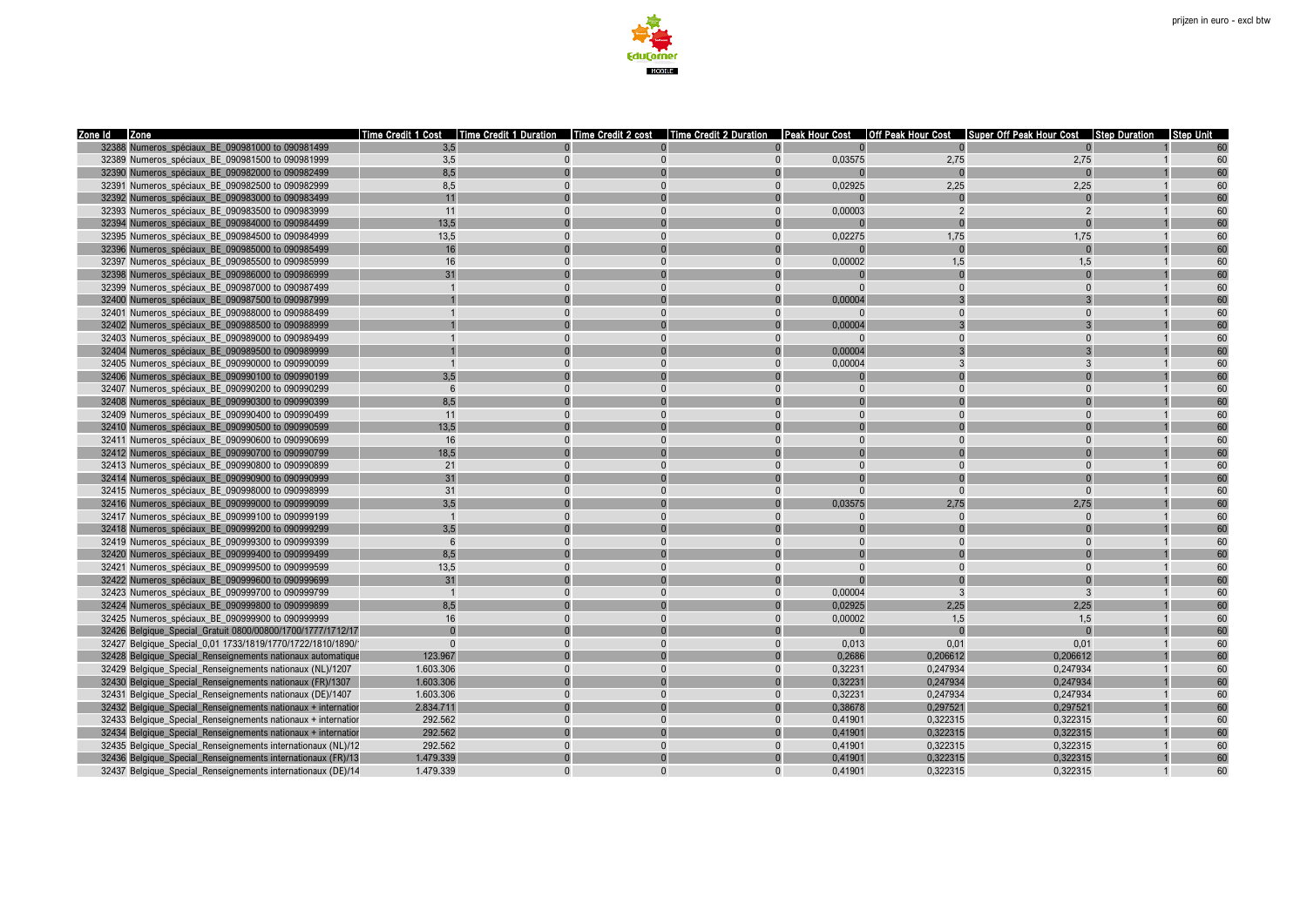prijzen in euro - excl btw

| Zone Id | Zone | Time Credit 1 Cost | Time Credit 1 Duration | Time Credit 2 cost | Time Credit 2 Duration | Peak Hour Cost | Off Peak Hour Cost | Super Off Peak Hour Cost | Step Duration | Step Unit |
|---|---|---|---|---|---|---|---|---|---|---|
| 32388 | Numeros_spéciaux_BE_090981000 to 090981499 | 3,5 | 0 | 0 | 0 | 0 | 0 | 0 | 1 | 60 |
| 32389 | Numeros_spéciaux_BE_090981500 to 090981999 | 3,5 | 0 | 0 | 0 | 0,03575 | 2,75 | 2,75 | 1 | 60 |
| 32390 | Numeros_spéciaux_BE_090982000 to 090982499 | 8,5 | 0 | 0 | 0 | 0 | 0 | 0 | 1 | 60 |
| 32391 | Numeros_spéciaux_BE_090982500 to 090982999 | 8,5 | 0 | 0 | 0 | 0,02925 | 2,25 | 2,25 | 1 | 60 |
| 32392 | Numeros_spéciaux_BE_090983000 to 090983499 | 11 | 0 | 0 | 0 | 0 | 0 | 0 | 1 | 60 |
| 32393 | Numeros_spéciaux_BE_090983500 to 090983999 | 11 | 0 | 0 | 0 | 0,00003 | 2 | 2 | 1 | 60 |
| 32394 | Numeros_spéciaux_BE_090984000 to 090984499 | 13,5 | 0 | 0 | 0 | 0 | 0 | 0 | 1 | 60 |
| 32395 | Numeros_spéciaux_BE_090984500 to 090984999 | 13,5 | 0 | 0 | 0 | 0,02275 | 1,75 | 1,75 | 1 | 60 |
| 32396 | Numeros_spéciaux_BE_090985000 to 090985499 | 16 | 0 | 0 | 0 | 0 | 0 | 0 | 1 | 60 |
| 32397 | Numeros_spéciaux_BE_090985500 to 090985999 | 16 | 0 | 0 | 0 | 0,00002 | 1,5 | 1,5 | 1 | 60 |
| 32398 | Numeros_spéciaux_BE_090986000 to 090986999 | 31 | 0 | 0 | 0 | 0 | 0 | 0 | 1 | 60 |
| 32399 | Numeros_spéciaux_BE_090987000 to 090987499 | 1 | 0 | 0 | 0 | 0 | 0 | 0 | 1 | 60 |
| 32400 | Numeros_spéciaux_BE_090987500 to 090987999 | 1 | 0 | 0 | 0 | 0,00004 | 3 | 3 | 1 | 60 |
| 32401 | Numeros_spéciaux_BE_090988000 to 090988499 | 1 | 0 | 0 | 0 | 0 | 0 | 0 | 1 | 60 |
| 32402 | Numeros_spéciaux_BE_090988500 to 090988999 | 1 | 0 | 0 | 0 | 0,00004 | 3 | 3 | 1 | 60 |
| 32403 | Numeros_spéciaux_BE_090989000 to 090989499 | 1 | 0 | 0 | 0 | 0 | 0 | 0 | 1 | 60 |
| 32404 | Numeros_spéciaux_BE_090989500 to 090989999 | 1 | 0 | 0 | 0 | 0,00004 | 3 | 3 | 1 | 60 |
| 32405 | Numeros_spéciaux_BE_090990000 to 090990099 | 1 | 0 | 0 | 0 | 0,00004 | 3 | 3 | 1 | 60 |
| 32406 | Numeros_spéciaux_BE_090990100 to 090990199 | 3,5 | 0 | 0 | 0 | 0 | 0 | 0 | 1 | 60 |
| 32407 | Numeros_spéciaux_BE_090990200 to 090990299 | 6 | 0 | 0 | 0 | 0 | 0 | 0 | 1 | 60 |
| 32408 | Numeros_spéciaux_BE_090990300 to 090990399 | 8,5 | 0 | 0 | 0 | 0 | 0 | 0 | 1 | 60 |
| 32409 | Numeros_spéciaux_BE_090990400 to 090990499 | 11 | 0 | 0 | 0 | 0 | 0 | 0 | 1 | 60 |
| 32410 | Numeros_spéciaux_BE_090990500 to 090990599 | 13,5 | 0 | 0 | 0 | 0 | 0 | 0 | 1 | 60 |
| 32411 | Numeros_spéciaux_BE_090990600 to 090990699 | 16 | 0 | 0 | 0 | 0 | 0 | 0 | 1 | 60 |
| 32412 | Numeros_spéciaux_BE_090990700 to 090990799 | 18,5 | 0 | 0 | 0 | 0 | 0 | 0 | 1 | 60 |
| 32413 | Numeros_spéciaux_BE_090990800 to 090990899 | 21 | 0 | 0 | 0 | 0 | 0 | 0 | 1 | 60 |
| 32414 | Numeros_spéciaux_BE_090990900 to 090990999 | 31 | 0 | 0 | 0 | 0 | 0 | 0 | 1 | 60 |
| 32415 | Numeros_spéciaux_BE_090998000 to 090998999 | 31 | 0 | 0 | 0 | 0 | 0 | 0 | 1 | 60 |
| 32416 | Numeros_spéciaux_BE_090999000 to 090999099 | 3,5 | 0 | 0 | 0 | 0,03575 | 2,75 | 2,75 | 1 | 60 |
| 32417 | Numeros_spéciaux_BE_090999100 to 090999199 | 1 | 0 | 0 | 0 | 0 | 0 | 0 | 1 | 60 |
| 32418 | Numeros_spéciaux_BE_090999200 to 090999299 | 3,5 | 0 | 0 | 0 | 0 | 0 | 0 | 1 | 60 |
| 32419 | Numeros_spéciaux_BE_090999300 to 090999399 | 6 | 0 | 0 | 0 | 0 | 0 | 0 | 1 | 60 |
| 32420 | Numeros_spéciaux_BE_090999400 to 090999499 | 8,5 | 0 | 0 | 0 | 0 | 0 | 0 | 1 | 60 |
| 32421 | Numeros_spéciaux_BE_090999500 to 090999599 | 13,5 | 0 | 0 | 0 | 0 | 0 | 0 | 1 | 60 |
| 32422 | Numeros_spéciaux_BE_090999600 to 090999699 | 31 | 0 | 0 | 0 | 0 | 0 | 0 | 1 | 60 |
| 32423 | Numeros_spéciaux_BE_090999700 to 090999799 | 1 | 0 | 0 | 0 | 0,00004 | 3 | 3 | 1 | 60 |
| 32424 | Numeros_spéciaux_BE_090999800 to 090999899 | 8,5 | 0 | 0 | 0 | 0,02925 | 2,25 | 2,25 | 1 | 60 |
| 32425 | Numeros_spéciaux_BE_090999900 to 090999999 | 16 | 0 | 0 | 0 | 0,00002 | 1,5 | 1,5 | 1 | 60 |
| 32426 | Belgique_Special_Gratuit 0800/00800/1700/1777/1712/17 | 0 | 0 | 0 | 0 | 0 | 0 | 0 | 1 | 60 |
| 32427 | Belgique_Special_0,01 1733/1819/1770/1722/1810/1890/ | 0 | 0 | 0 | 0 | 0,013 | 0,01 | 0,01 | 1 | 60 |
| 32428 | Belgique_Special_Renseignements nationaux automatique | 123.967 | 0 | 0 | 0 | 0,2686 | 0,206612 | 0,206612 | 1 | 60 |
| 32429 | Belgique_Special_Renseignements nationaux (NL)/1207 | 1.603.306 | 0 | 0 | 0 | 0,32231 | 0,247934 | 0,247934 | 1 | 60 |
| 32430 | Belgique_Special_Renseignements nationaux (FR)/1307 | 1.603.306 | 0 | 0 | 0 | 0,32231 | 0,247934 | 0,247934 | 1 | 60 |
| 32431 | Belgique_Special_Renseignements nationaux (DE)/1407 | 1.603.306 | 0 | 0 | 0 | 0,32231 | 0,247934 | 0,247934 | 1 | 60 |
| 32432 | Belgique_Special_Renseignements nationaux + internatior | 2.834.711 | 0 | 0 | 0 | 0,38678 | 0,297521 | 0,297521 | 1 | 60 |
| 32433 | Belgique_Special_Renseignements nationaux + internatior | 292.562 | 0 | 0 | 0 | 0,41901 | 0,322315 | 0,322315 | 1 | 60 |
| 32434 | Belgique_Special_Renseignements nationaux + internatior | 292.562 | 0 | 0 | 0 | 0,41901 | 0,322315 | 0,322315 | 1 | 60 |
| 32435 | Belgique_Special_Renseignements internationaux (NL)/12 | 292.562 | 0 | 0 | 0 | 0,41901 | 0,322315 | 0,322315 | 1 | 60 |
| 32436 | Belgique_Special_Renseignements internationaux (FR)/13 | 1.479.339 | 0 | 0 | 0 | 0,41901 | 0,322315 | 0,322315 | 1 | 60 |
| 32437 | Belgique_Special_Renseignements internationaux (DE)/14 | 1.479.339 | 0 | 0 | 0 | 0,41901 | 0,322315 | 0,322315 | 1 | 60 |